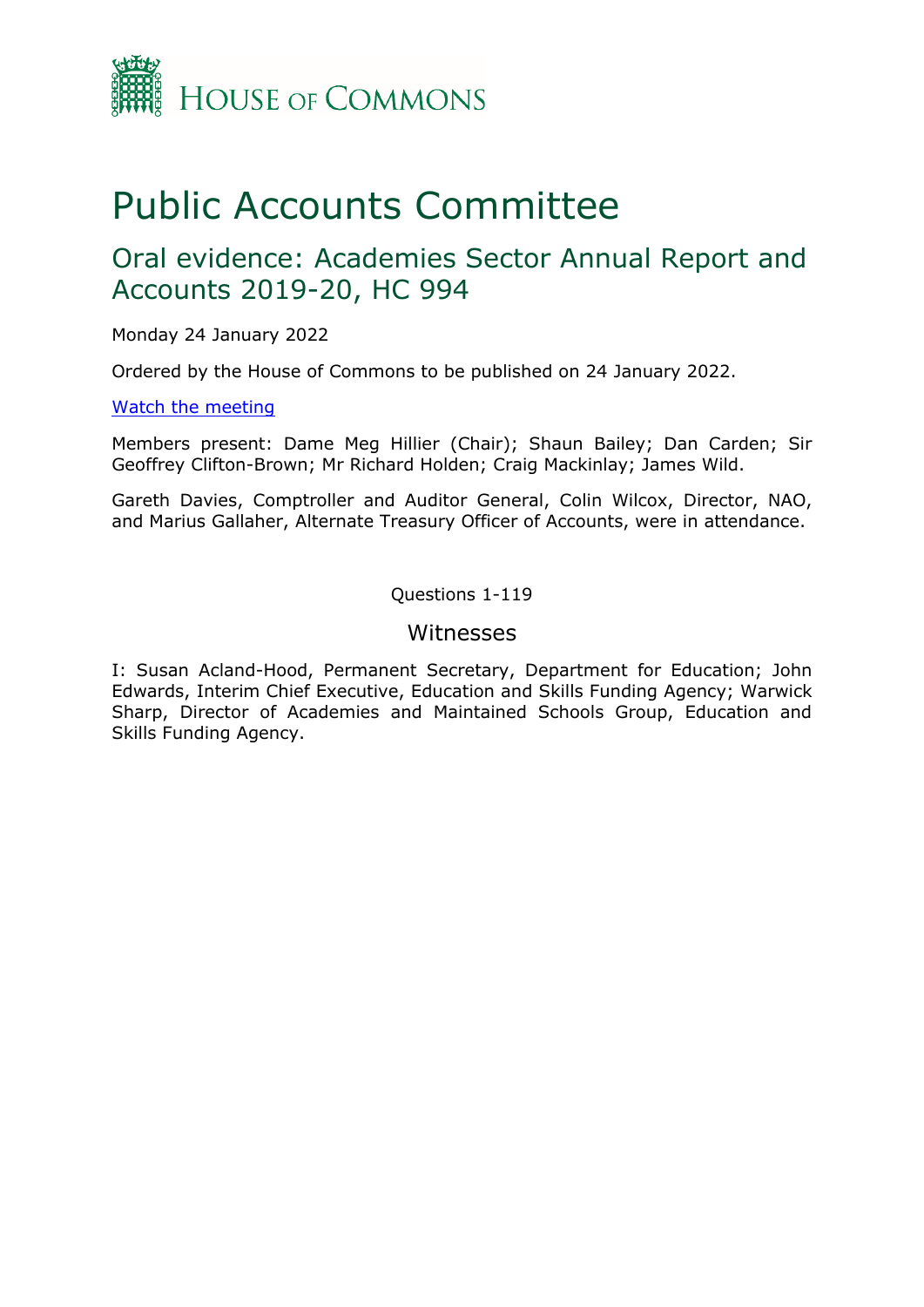House of Commons

# Public Accounts Committee

## Oral evidence: Academies Sector Annual Report and Accounts 2019-20, HC 994

Monday 24 January 2022

Ordered by the House of Commons to be published on 24 January 2022.

[Watch the meeting](#)

Members present: Dame Meg Hillier (Chair); Shaun Bailey; Dan Carden; Sir Geoffrey Clifton-Brown; Mr Richard Holden; Craig Mackinlay; James Wild.

Gareth Davies, Comptroller and Auditor General, Colin Wilcox, Director, NAO, and Marius Gallaher, Alternate Treasury Officer of Accounts, were in attendance.

Questions 1-119

### Witnesses

I: Susan Acland-Hood, Permanent Secretary, Department for Education; John Edwards, Interim Chief Executive, Education and Skills Funding Agency; Warwick Sharp, Director of Academies and Maintained Schools Group, Education and Skills Funding Agency.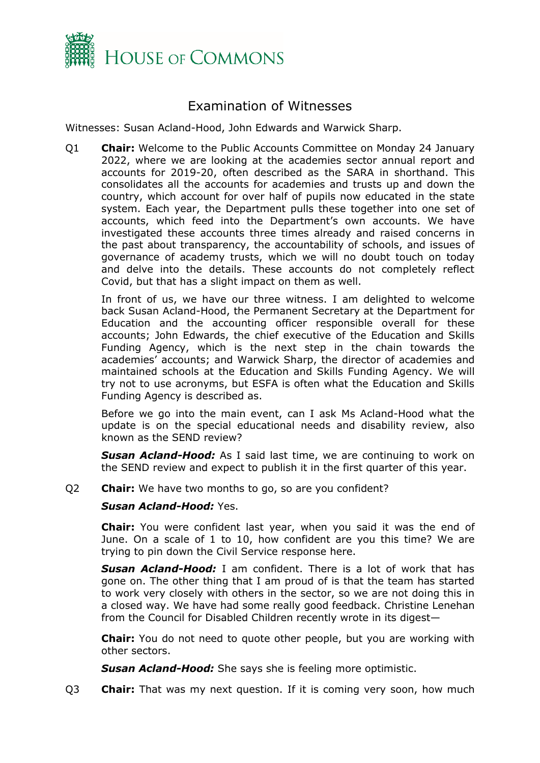# Examination of Witnesses

Witnesses: Susan Acland-Hood, John Edwards and Warwick Sharp.

Q1 **Chair:** Welcome to the Public Accounts Committee on Monday 24 January 2022, where we are looking at the academies sector annual report and accounts for 2019-20, often described as the SARA in shorthand. This consolidates all the accounts for academies and trusts up and down the country, which account for over half of pupils now educated in the state system. Each year, the Department pulls these together into one set of accounts, which feed into the Department's own accounts. We have investigated these accounts three times already and raised concerns in the past about transparency, the accountability of schools, and issues of governance of academy trusts, which we will no doubt touch on today and delve into the details. These accounts do not completely reflect Covid, but that has a slight impact on them as well.

In front of us, we have our three witness. I am delighted to welcome back Susan Acland-Hood, the Permanent Secretary at the Department for Education and the accounting officer responsible overall for these accounts; John Edwards, the chief executive of the Education and Skills Funding Agency, which is the next step in the chain towards the academies' accounts; and Warwick Sharp, the director of academies and maintained schools at the Education and Skills Funding Agency. We will try not to use acronyms, but ESFA is often what the Education and Skills Funding Agency is described as.

Before we go into the main event, can I ask Ms Acland-Hood what the update is on the special educational needs and disability review, also known as the SEND review?

***Susan Acland-Hood:*** As I said last time, we are continuing to work on the SEND review and expect to publish it in the first quarter of this year.

Q2 **Chair:** We have two months to go, so are you confident?

***Susan Acland-Hood:*** Yes.

**Chair:** You were confident last year, when you said it was the end of June. On a scale of 1 to 10, how confident are you this time? We are trying to pin down the Civil Service response here.

***Susan Acland-Hood:*** I am confident. There is a lot of work that has gone on. The other thing that I am proud of is that the team has started to work very closely with others in the sector, so we are not doing this in a closed way. We have had some really good feedback. Christine Lenehan from the Council for Disabled Children recently wrote in its digest—

**Chair:** You do not need to quote other people, but you are working with other sectors.

***Susan Acland-Hood:*** She says she is feeling more optimistic.

Q3 **Chair:** That was my next question. If it is coming very soon, how much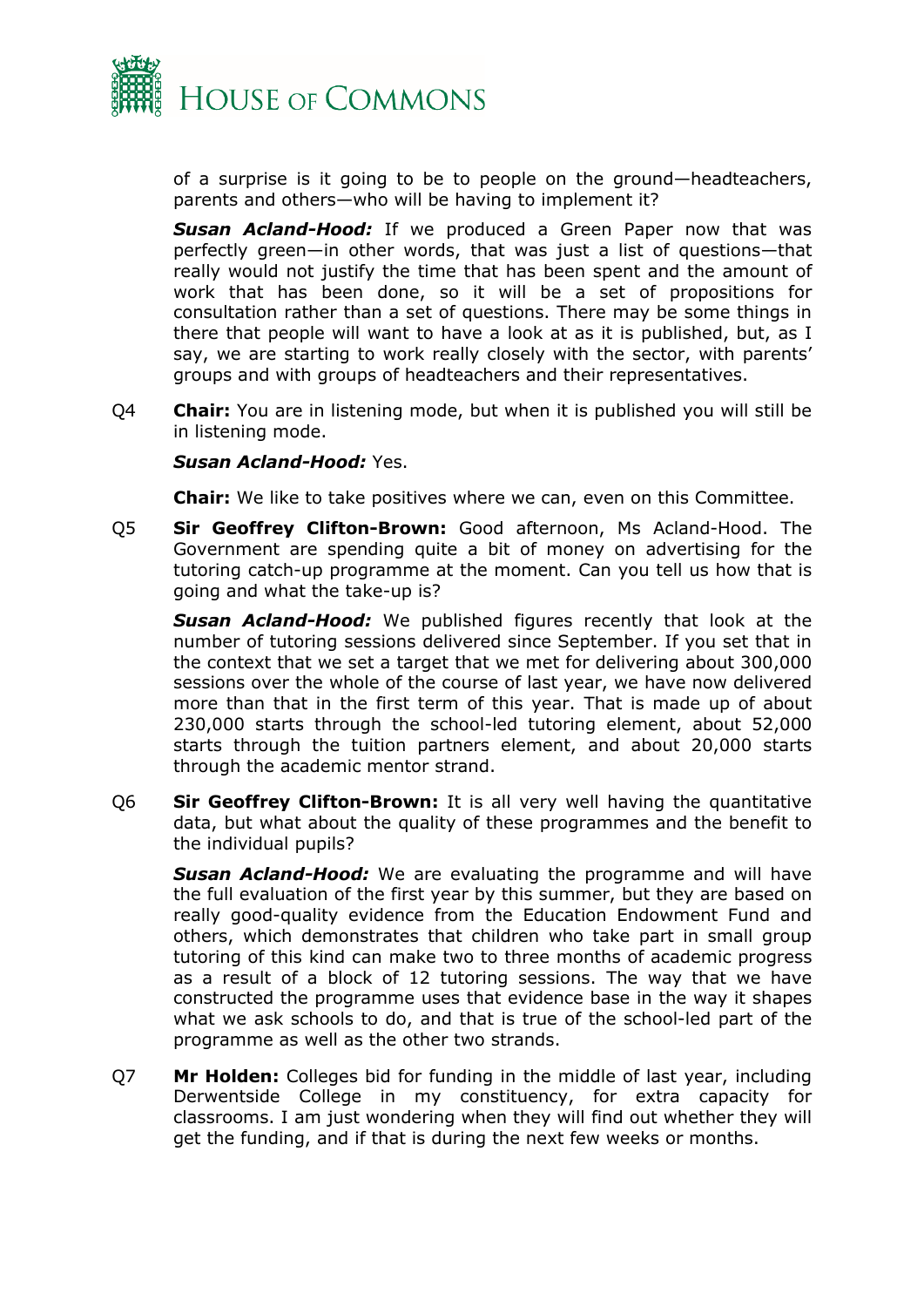of a surprise is it going to be to people on the ground—headteachers, parents and others—who will be having to implement it?

***Susan Acland-Hood:*** If we produced a Green Paper now that was perfectly green—in other words, that was just a list of questions—that really would not justify the time that has been spent and the amount of work that has been done, so it will be a set of propositions for consultation rather than a set of questions. There may be some things in there that people will want to have a look at as it is published, but, as I say, we are starting to work really closely with the sector, with parents' groups and with groups of headteachers and their representatives.

Q4 **Chair:** You are in listening mode, but when it is published you will still be in listening mode.

***Susan Acland-Hood:*** Yes.

**Chair:** We like to take positives where we can, even on this Committee.

Q5 **Sir Geoffrey Clifton-Brown:** Good afternoon, Ms Acland-Hood. The Government are spending quite a bit of money on advertising for the tutoring catch-up programme at the moment. Can you tell us how that is going and what the take-up is?

***Susan Acland-Hood:*** We published figures recently that look at the number of tutoring sessions delivered since September. If you set that in the context that we set a target that we met for delivering about 300,000 sessions over the whole of the course of last year, we have now delivered more than that in the first term of this year. That is made up of about 230,000 starts through the school-led tutoring element, about 52,000 starts through the tuition partners element, and about 20,000 starts through the academic mentor strand.

Q6 **Sir Geoffrey Clifton-Brown:** It is all very well having the quantitative data, but what about the quality of these programmes and the benefit to the individual pupils?

***Susan Acland-Hood:*** We are evaluating the programme and will have the full evaluation of the first year by this summer, but they are based on really good-quality evidence from the Education Endowment Fund and others, which demonstrates that children who take part in small group tutoring of this kind can make two to three months of academic progress as a result of a block of 12 tutoring sessions. The way that we have constructed the programme uses that evidence base in the way it shapes what we ask schools to do, and that is true of the school-led part of the programme as well as the other two strands.

Q7 **Mr Holden:** Colleges bid for funding in the middle of last year, including Derwentside College in my constituency, for extra capacity for classrooms. I am just wondering when they will find out whether they will get the funding, and if that is during the next few weeks or months.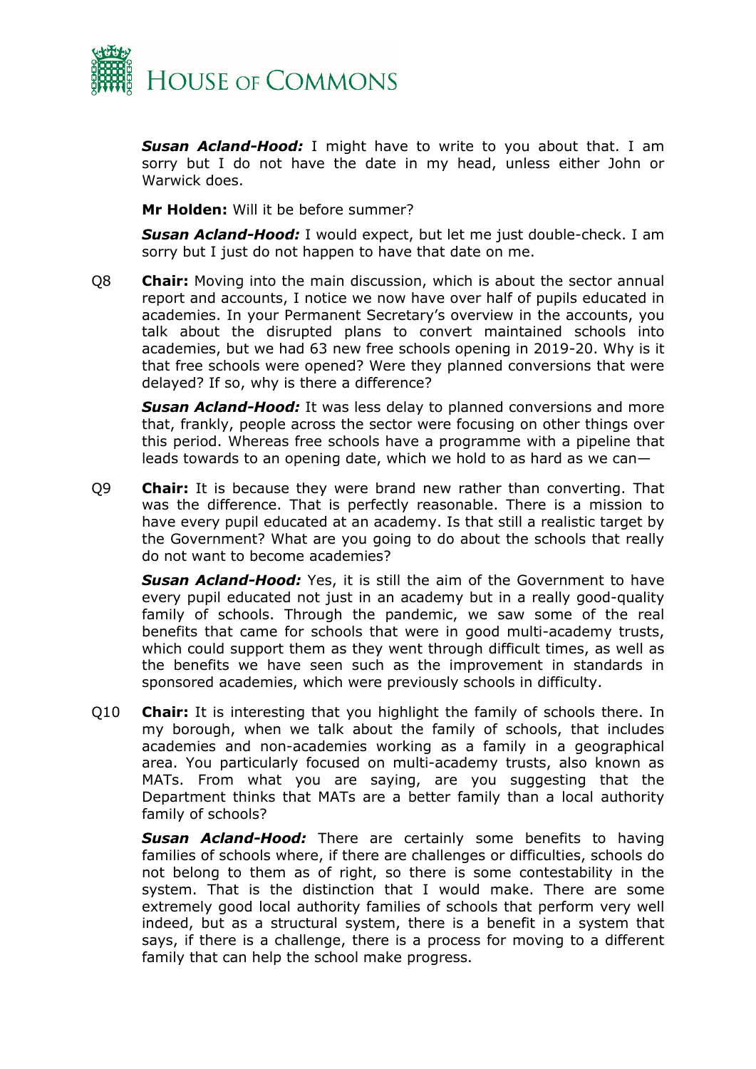***Susan Acland-Hood:*** I might have to write to you about that. I am sorry but I do not have the date in my head, unless either John or Warwick does.

**Mr Holden:** Will it be before summer?

***Susan Acland-Hood:*** I would expect, but let me just double-check. I am sorry but I just do not happen to have that date on me.

Q8 **Chair:** Moving into the main discussion, which is about the sector annual report and accounts, I notice we now have over half of pupils educated in academies. In your Permanent Secretary's overview in the accounts, you talk about the disrupted plans to convert maintained schools into academies, but we had 63 new free schools opening in 2019-20. Why is it that free schools were opened? Were they planned conversions that were delayed? If so, why is there a difference?

***Susan Acland-Hood:*** It was less delay to planned conversions and more that, frankly, people across the sector were focusing on other things over this period. Whereas free schools have a programme with a pipeline that leads towards to an opening date, which we hold to as hard as we can—

Q9 **Chair:** It is because they were brand new rather than converting. That was the difference. That is perfectly reasonable. There is a mission to have every pupil educated at an academy. Is that still a realistic target by the Government? What are you going to do about the schools that really do not want to become academies?

***Susan Acland-Hood:*** Yes, it is still the aim of the Government to have every pupil educated not just in an academy but in a really good-quality family of schools. Through the pandemic, we saw some of the real benefits that came for schools that were in good multi-academy trusts, which could support them as they went through difficult times, as well as the benefits we have seen such as the improvement in standards in sponsored academies, which were previously schools in difficulty.

Q10 **Chair:** It is interesting that you highlight the family of schools there. In my borough, when we talk about the family of schools, that includes academies and non-academies working as a family in a geographical area. You particularly focused on multi-academy trusts, also known as MATs. From what you are saying, are you suggesting that the Department thinks that MATs are a better family than a local authority family of schools?

***Susan Acland-Hood:*** There are certainly some benefits to having families of schools where, if there are challenges or difficulties, schools do not belong to them as of right, so there is some contestability in the system. That is the distinction that I would make. There are some extremely good local authority families of schools that perform very well indeed, but as a structural system, there is a benefit in a system that says, if there is a challenge, there is a process for moving to a different family that can help the school make progress.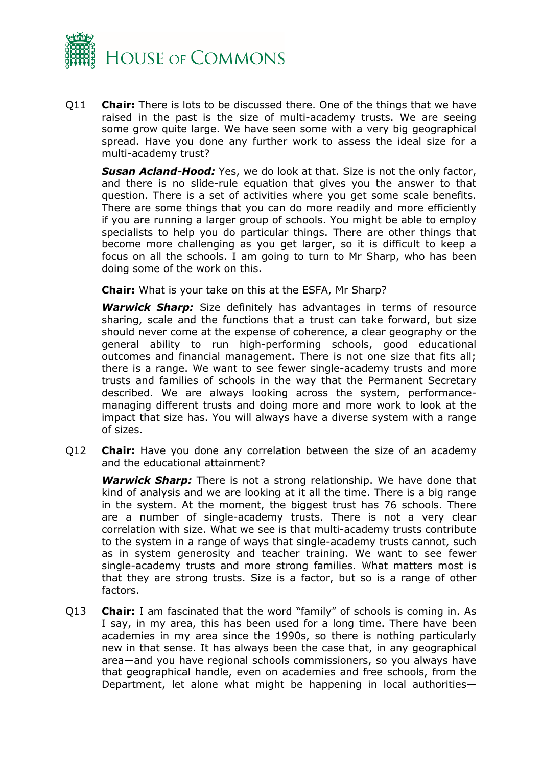Q11 **Chair:** There is lots to be discussed there. One of the things that we have raised in the past is the size of multi-academy trusts. We are seeing some grow quite large. We have seen some with a very big geographical spread. Have you done any further work to assess the ideal size for a multi-academy trust?

***Susan Acland-Hood:*** Yes, we do look at that. Size is not the only factor, and there is no slide-rule equation that gives you the answer to that question. There is a set of activities where you get some scale benefits. There are some things that you can do more readily and more efficiently if you are running a larger group of schools. You might be able to employ specialists to help you do particular things. There are other things that become more challenging as you get larger, so it is difficult to keep a focus on all the schools. I am going to turn to Mr Sharp, who has been doing some of the work on this.

**Chair:** What is your take on this at the ESFA, Mr Sharp?

***Warwick Sharp:*** Size definitely has advantages in terms of resource sharing, scale and the functions that a trust can take forward, but size should never come at the expense of coherence, a clear geography or the general ability to run high-performing schools, good educational outcomes and financial management. There is not one size that fits all; there is a range. We want to see fewer single-academy trusts and more trusts and families of schools in the way that the Permanent Secretary described. We are always looking across the system, performance-managing different trusts and doing more and more work to look at the impact that size has. You will always have a diverse system with a range of sizes.

Q12 **Chair:** Have you done any correlation between the size of an academy and the educational attainment?

***Warwick Sharp:*** There is not a strong relationship. We have done that kind of analysis and we are looking at it all the time. There is a big range in the system. At the moment, the biggest trust has 76 schools. There are a number of single-academy trusts. There is not a very clear correlation with size. What we see is that multi-academy trusts contribute to the system in a range of ways that single-academy trusts cannot, such as in system generosity and teacher training. We want to see fewer single-academy trusts and more strong families. What matters most is that they are strong trusts. Size is a factor, but so is a range of other factors.

Q13 **Chair:** I am fascinated that the word "family" of schools is coming in. As I say, in my area, this has been used for a long time. There have been academies in my area since the 1990s, so there is nothing particularly new in that sense. It has always been the case that, in any geographical area—and you have regional schools commissioners, so you always have that geographical handle, even on academies and free schools, from the Department, let alone what might be happening in local authorities—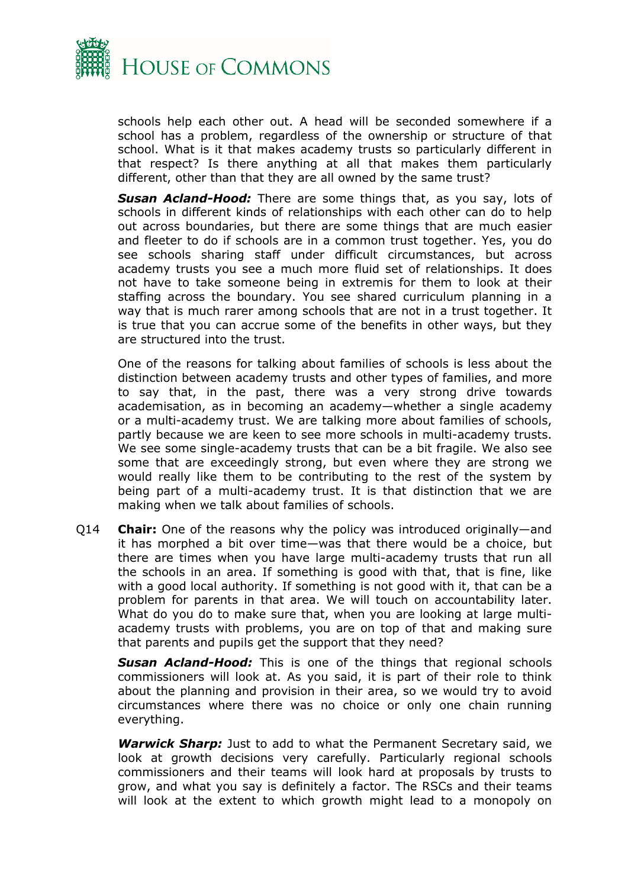schools help each other out. A head will be seconded somewhere if a school has a problem, regardless of the ownership or structure of that school. What is it that makes academy trusts so particularly different in that respect? Is there anything at all that makes them particularly different, other than that they are all owned by the same trust?

***Susan Acland-Hood:*** There are some things that, as you say, lots of schools in different kinds of relationships with each other can do to help out across boundaries, but there are some things that are much easier and fleeter to do if schools are in a common trust together. Yes, you do see schools sharing staff under difficult circumstances, but across academy trusts you see a much more fluid set of relationships. It does not have to take someone being in extremis for them to look at their staffing across the boundary. You see shared curriculum planning in a way that is much rarer among schools that are not in a trust together. It is true that you can accrue some of the benefits in other ways, but they are structured into the trust.

One of the reasons for talking about families of schools is less about the distinction between academy trusts and other types of families, and more to say that, in the past, there was a very strong drive towards academisation, as in becoming an academy—whether a single academy or a multi-academy trust. We are talking more about families of schools, partly because we are keen to see more schools in multi-academy trusts. We see some single-academy trusts that can be a bit fragile. We also see some that are exceedingly strong, but even where they are strong we would really like them to be contributing to the rest of the system by being part of a multi-academy trust. It is that distinction that we are making when we talk about families of schools.

Q14 **Chair:** One of the reasons why the policy was introduced originally—and it has morphed a bit over time—was that there would be a choice, but there are times when you have large multi-academy trusts that run all the schools in an area. If something is good with that, that is fine, like with a good local authority. If something is not good with it, that can be a problem for parents in that area. We will touch on accountability later. What do you do to make sure that, when you are looking at large multi-academy trusts with problems, you are on top of that and making sure that parents and pupils get the support that they need?

***Susan Acland-Hood:*** This is one of the things that regional schools commissioners will look at. As you said, it is part of their role to think about the planning and provision in their area, so we would try to avoid circumstances where there was no choice or only one chain running everything.

***Warwick Sharp:*** Just to add to what the Permanent Secretary said, we look at growth decisions very carefully. Particularly regional schools commissioners and their teams will look hard at proposals by trusts to grow, and what you say is definitely a factor. The RSCs and their teams will look at the extent to which growth might lead to a monopoly on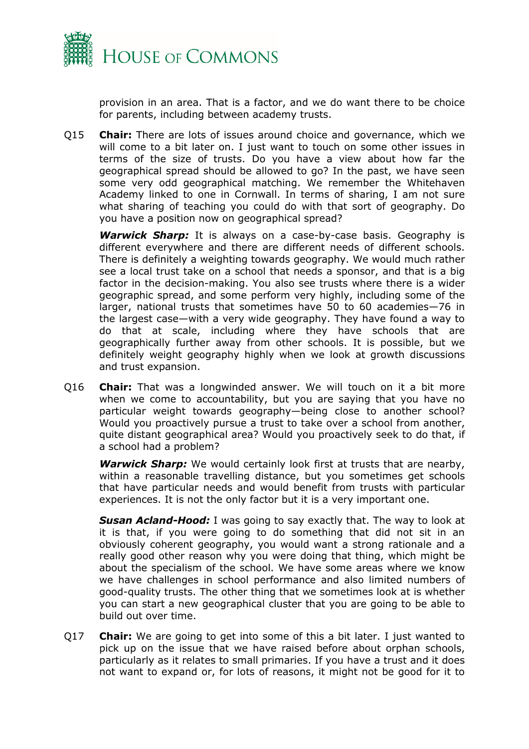provision in an area. That is a factor, and we do want there to be choice for parents, including between academy trusts.

Q15 **Chair:** There are lots of issues around choice and governance, which we will come to a bit later on. I just want to touch on some other issues in terms of the size of trusts. Do you have a view about how far the geographical spread should be allowed to go? In the past, we have seen some very odd geographical matching. We remember the Whitehaven Academy linked to one in Cornwall. In terms of sharing, I am not sure what sharing of teaching you could do with that sort of geography. Do you have a position now on geographical spread?

***Warwick Sharp:*** It is always on a case-by-case basis. Geography is different everywhere and there are different needs of different schools. There is definitely a weighting towards geography. We would much rather see a local trust take on a school that needs a sponsor, and that is a big factor in the decision-making. You also see trusts where there is a wider geographic spread, and some perform very highly, including some of the larger, national trusts that sometimes have 50 to 60 academies—76 in the largest case—with a very wide geography. They have found a way to do that at scale, including where they have schools that are geographically further away from other schools. It is possible, but we definitely weight geography highly when we look at growth discussions and trust expansion.

Q16 **Chair:** That was a longwinded answer. We will touch on it a bit more when we come to accountability, but you are saying that you have no particular weight towards geography—being close to another school? Would you proactively pursue a trust to take over a school from another, quite distant geographical area? Would you proactively seek to do that, if a school had a problem?

***Warwick Sharp:*** We would certainly look first at trusts that are nearby, within a reasonable travelling distance, but you sometimes get schools that have particular needs and would benefit from trusts with particular experiences. It is not the only factor but it is a very important one.

***Susan Acland-Hood:*** I was going to say exactly that. The way to look at it is that, if you were going to do something that did not sit in an obviously coherent geography, you would want a strong rationale and a really good other reason why you were doing that thing, which might be about the specialism of the school. We have some areas where we know we have challenges in school performance and also limited numbers of good-quality trusts. The other thing that we sometimes look at is whether you can start a new geographical cluster that you are going to be able to build out over time.

Q17 **Chair:** We are going to get into some of this a bit later. I just wanted to pick up on the issue that we have raised before about orphan schools, particularly as it relates to small primaries. If you have a trust and it does not want to expand or, for lots of reasons, it might not be good for it to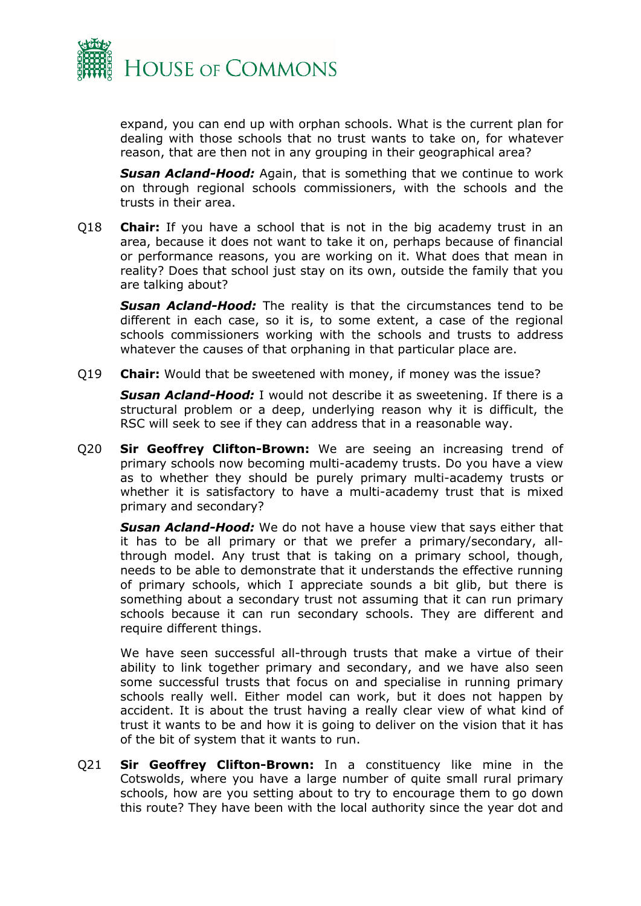expand, you can end up with orphan schools. What is the current plan for dealing with those schools that no trust wants to take on, for whatever reason, that are then not in any grouping in their geographical area?

***Susan Acland-Hood:*** Again, that is something that we continue to work on through regional schools commissioners, with the schools and the trusts in their area.

Q18 **Chair:** If you have a school that is not in the big academy trust in an area, because it does not want to take it on, perhaps because of financial or performance reasons, you are working on it. What does that mean in reality? Does that school just stay on its own, outside the family that you are talking about?

***Susan Acland-Hood:*** The reality is that the circumstances tend to be different in each case, so it is, to some extent, a case of the regional schools commissioners working with the schools and trusts to address whatever the causes of that orphaning in that particular place are.

Q19 **Chair:** Would that be sweetened with money, if money was the issue?

***Susan Acland-Hood:*** I would not describe it as sweetening. If there is a structural problem or a deep, underlying reason why it is difficult, the RSC will seek to see if they can address that in a reasonable way.

Q20 **Sir Geoffrey Clifton-Brown:** We are seeing an increasing trend of primary schools now becoming multi-academy trusts. Do you have a view as to whether they should be purely primary multi-academy trusts or whether it is satisfactory to have a multi-academy trust that is mixed primary and secondary?

***Susan Acland-Hood:*** We do not have a house view that says either that it has to be all primary or that we prefer a primary/secondary, all-through model. Any trust that is taking on a primary school, though, needs to be able to demonstrate that it understands the effective running of primary schools, which I appreciate sounds a bit glib, but there is something about a secondary trust not assuming that it can run primary schools because it can run secondary schools. They are different and require different things.

We have seen successful all-through trusts that make a virtue of their ability to link together primary and secondary, and we have also seen some successful trusts that focus on and specialise in running primary schools really well. Either model can work, but it does not happen by accident. It is about the trust having a really clear view of what kind of trust it wants to be and how it is going to deliver on the vision that it has of the bit of system that it wants to run.

Q21 **Sir Geoffrey Clifton-Brown:** In a constituency like mine in the Cotswolds, where you have a large number of quite small rural primary schools, how are you setting about to try to encourage them to go down this route? They have been with the local authority since the year dot and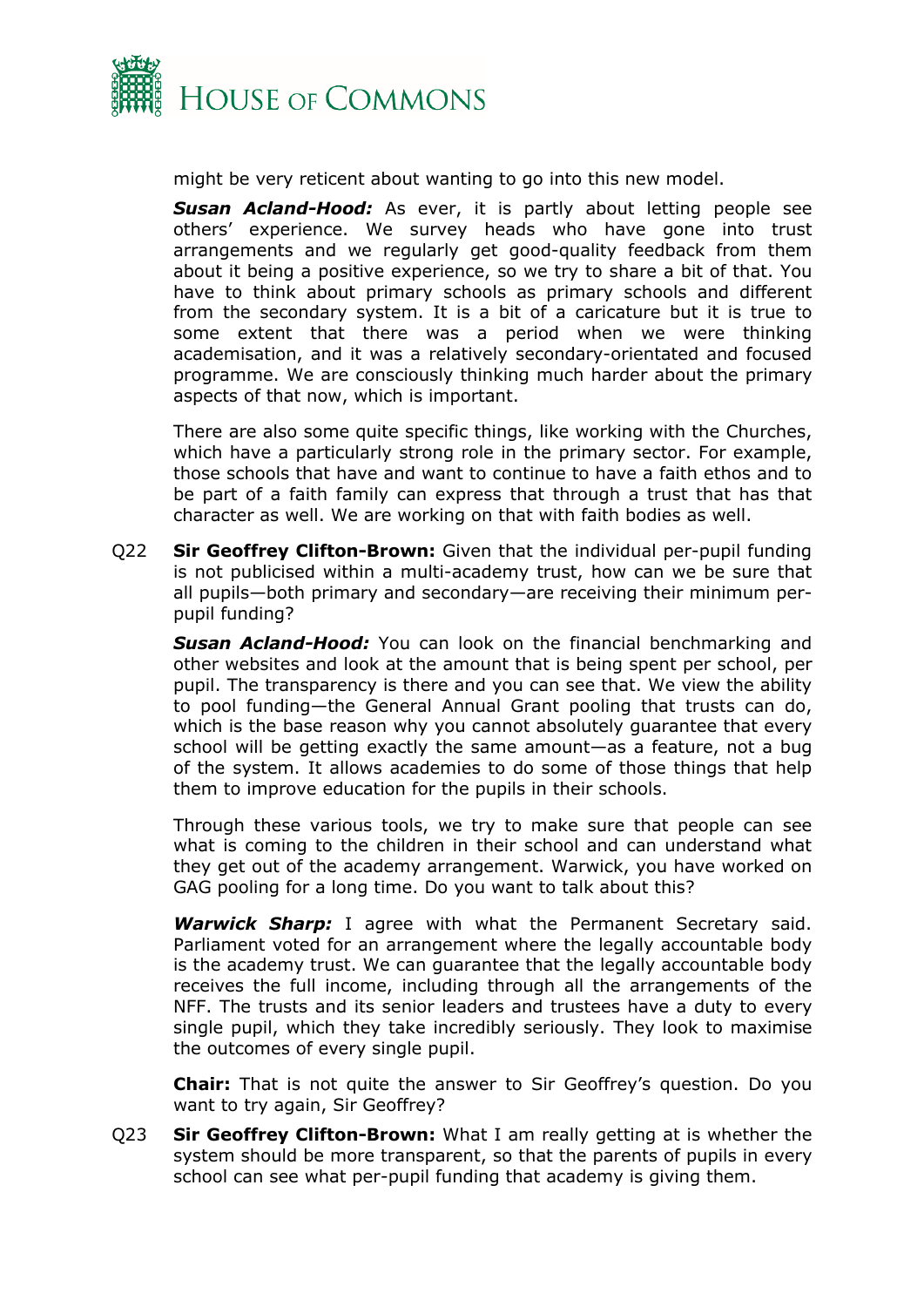might be very reticent about wanting to go into this new model.

***Susan Acland-Hood:*** As ever, it is partly about letting people see others' experience. We survey heads who have gone into trust arrangements and we regularly get good-quality feedback from them about it being a positive experience, so we try to share a bit of that. You have to think about primary schools as primary schools and different from the secondary system. It is a bit of a caricature but it is true to some extent that there was a period when we were thinking academisation, and it was a relatively secondary-orientated and focused programme. We are consciously thinking much harder about the primary aspects of that now, which is important.

There are also some quite specific things, like working with the Churches, which have a particularly strong role in the primary sector. For example, those schools that have and want to continue to have a faith ethos and to be part of a faith family can express that through a trust that has that character as well. We are working on that with faith bodies as well.

Q22 **Sir Geoffrey Clifton-Brown:** Given that the individual per-pupil funding is not publicised within a multi-academy trust, how can we be sure that all pupils—both primary and secondary—are receiving their minimum per-pupil funding?

***Susan Acland-Hood:*** You can look on the financial benchmarking and other websites and look at the amount that is being spent per school, per pupil. The transparency is there and you can see that. We view the ability to pool funding—the General Annual Grant pooling that trusts can do, which is the base reason why you cannot absolutely guarantee that every school will be getting exactly the same amount—as a feature, not a bug of the system. It allows academies to do some of those things that help them to improve education for the pupils in their schools.

Through these various tools, we try to make sure that people can see what is coming to the children in their school and can understand what they get out of the academy arrangement. Warwick, you have worked on GAG pooling for a long time. Do you want to talk about this?

***Warwick Sharp:*** I agree with what the Permanent Secretary said. Parliament voted for an arrangement where the legally accountable body is the academy trust. We can guarantee that the legally accountable body receives the full income, including through all the arrangements of the NFF. The trusts and its senior leaders and trustees have a duty to every single pupil, which they take incredibly seriously. They look to maximise the outcomes of every single pupil.

**Chair:** That is not quite the answer to Sir Geoffrey's question. Do you want to try again, Sir Geoffrey?

Q23 **Sir Geoffrey Clifton-Brown:** What I am really getting at is whether the system should be more transparent, so that the parents of pupils in every school can see what per-pupil funding that academy is giving them.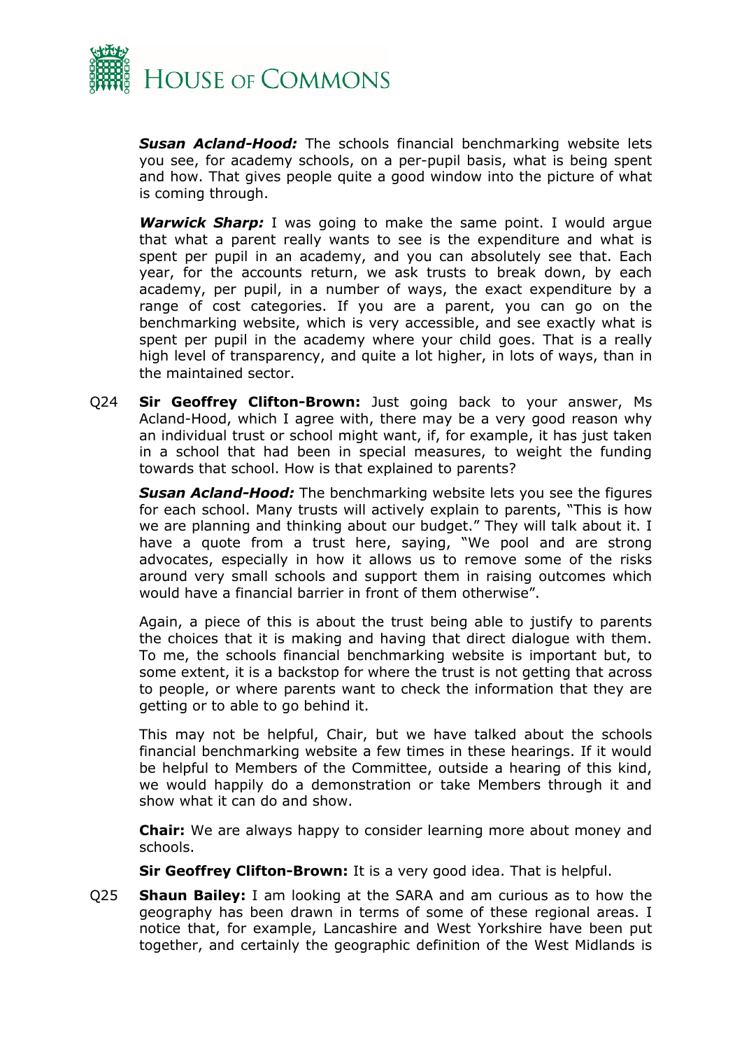***Susan Acland-Hood:*** The schools financial benchmarking website lets you see, for academy schools, on a per-pupil basis, what is being spent and how. That gives people quite a good window into the picture of what is coming through.

***Warwick Sharp:*** I was going to make the same point. I would argue that what a parent really wants to see is the expenditure and what is spent per pupil in an academy, and you can absolutely see that. Each year, for the accounts return, we ask trusts to break down, by each academy, per pupil, in a number of ways, the exact expenditure by a range of cost categories. If you are a parent, you can go on the benchmarking website, which is very accessible, and see exactly what is spent per pupil in the academy where your child goes. That is a really high level of transparency, and quite a lot higher, in lots of ways, than in the maintained sector.

Q24 **Sir Geoffrey Clifton-Brown:** Just going back to your answer, Ms Acland-Hood, which I agree with, there may be a very good reason why an individual trust or school might want, if, for example, it has just taken in a school that had been in special measures, to weight the funding towards that school. How is that explained to parents?

***Susan Acland-Hood:*** The benchmarking website lets you see the figures for each school. Many trusts will actively explain to parents, "This is how we are planning and thinking about our budget." They will talk about it. I have a quote from a trust here, saying, "We pool and are strong advocates, especially in how it allows us to remove some of the risks around very small schools and support them in raising outcomes which would have a financial barrier in front of them otherwise".

Again, a piece of this is about the trust being able to justify to parents the choices that it is making and having that direct dialogue with them. To me, the schools financial benchmarking website is important but, to some extent, it is a backstop for where the trust is not getting that across to people, or where parents want to check the information that they are getting or to able to go behind it.

This may not be helpful, Chair, but we have talked about the schools financial benchmarking website a few times in these hearings. If it would be helpful to Members of the Committee, outside a hearing of this kind, we would happily do a demonstration or take Members through it and show what it can do and show.

**Chair:** We are always happy to consider learning more about money and schools.

**Sir Geoffrey Clifton-Brown:** It is a very good idea. That is helpful.

Q25 **Shaun Bailey:** I am looking at the SARA and am curious as to how the geography has been drawn in terms of some of these regional areas. I notice that, for example, Lancashire and West Yorkshire have been put together, and certainly the geographic definition of the West Midlands is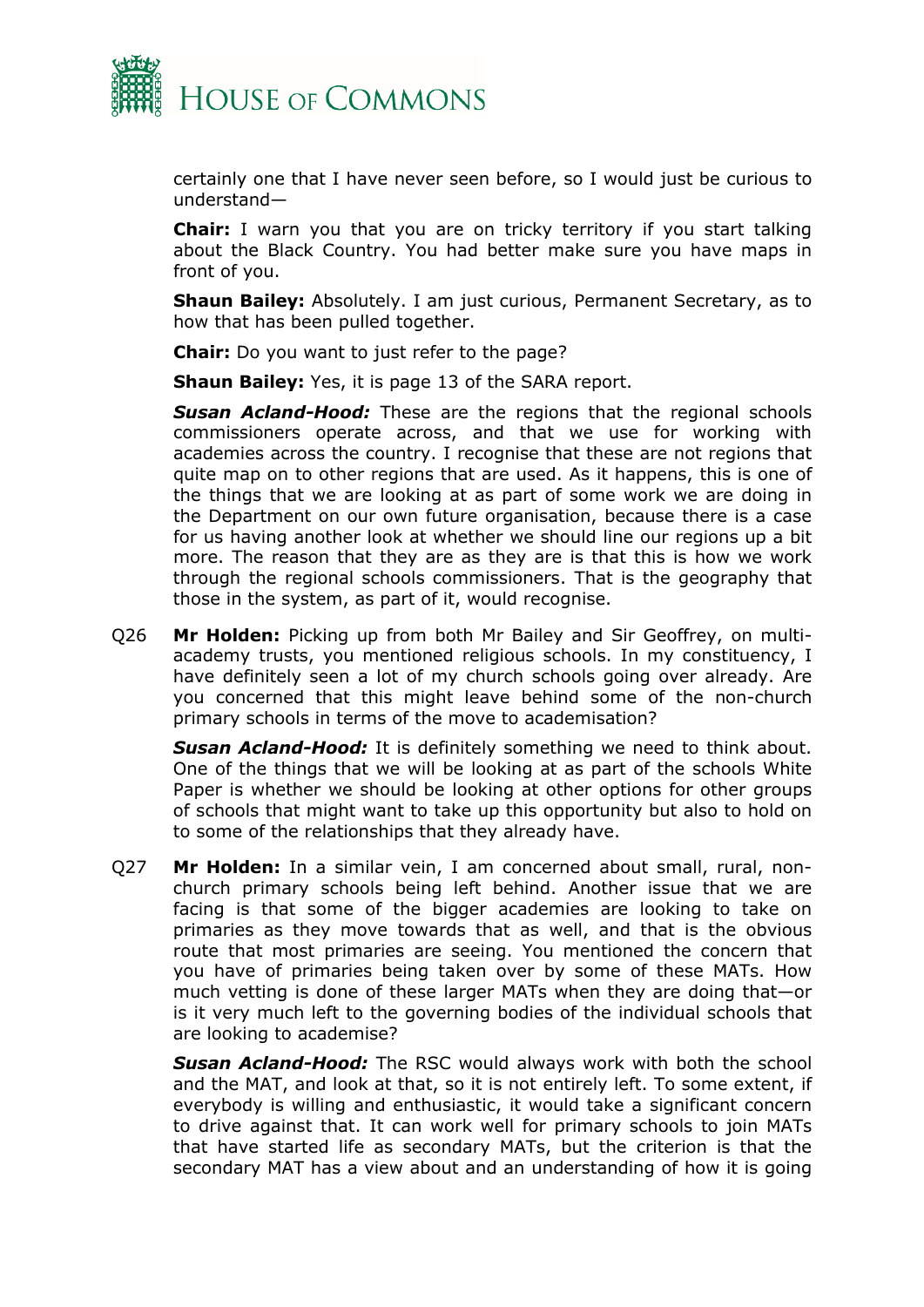certainly one that I have never seen before, so I would just be curious to understand—

**Chair:** I warn you that you are on tricky territory if you start talking about the Black Country. You had better make sure you have maps in front of you.

**Shaun Bailey:** Absolutely. I am just curious, Permanent Secretary, as to how that has been pulled together.

**Chair:** Do you want to just refer to the page?

**Shaun Bailey:** Yes, it is page 13 of the SARA report.

***Susan Acland-Hood:*** These are the regions that the regional schools commissioners operate across, and that we use for working with academies across the country. I recognise that these are not regions that quite map on to other regions that are used. As it happens, this is one of the things that we are looking at as part of some work we are doing in the Department on our own future organisation, because there is a case for us having another look at whether we should line our regions up a bit more. The reason that they are as they are is that this is how we work through the regional schools commissioners. That is the geography that those in the system, as part of it, would recognise.

Q26 **Mr Holden:** Picking up from both Mr Bailey and Sir Geoffrey, on multi-academy trusts, you mentioned religious schools. In my constituency, I have definitely seen a lot of my church schools going over already. Are you concerned that this might leave behind some of the non-church primary schools in terms of the move to academisation?

***Susan Acland-Hood:*** It is definitely something we need to think about. One of the things that we will be looking at as part of the schools White Paper is whether we should be looking at other options for other groups of schools that might want to take up this opportunity but also to hold on to some of the relationships that they already have.

Q27 **Mr Holden:** In a similar vein, I am concerned about small, rural, non-church primary schools being left behind. Another issue that we are facing is that some of the bigger academies are looking to take on primaries as they move towards that as well, and that is the obvious route that most primaries are seeing. You mentioned the concern that you have of primaries being taken over by some of these MATs. How much vetting is done of these larger MATs when they are doing that—or is it very much left to the governing bodies of the individual schools that are looking to academise?

***Susan Acland-Hood:*** The RSC would always work with both the school and the MAT, and look at that, so it is not entirely left. To some extent, if everybody is willing and enthusiastic, it would take a significant concern to drive against that. It can work well for primary schools to join MATs that have started life as secondary MATs, but the criterion is that the secondary MAT has a view about and an understanding of how it is going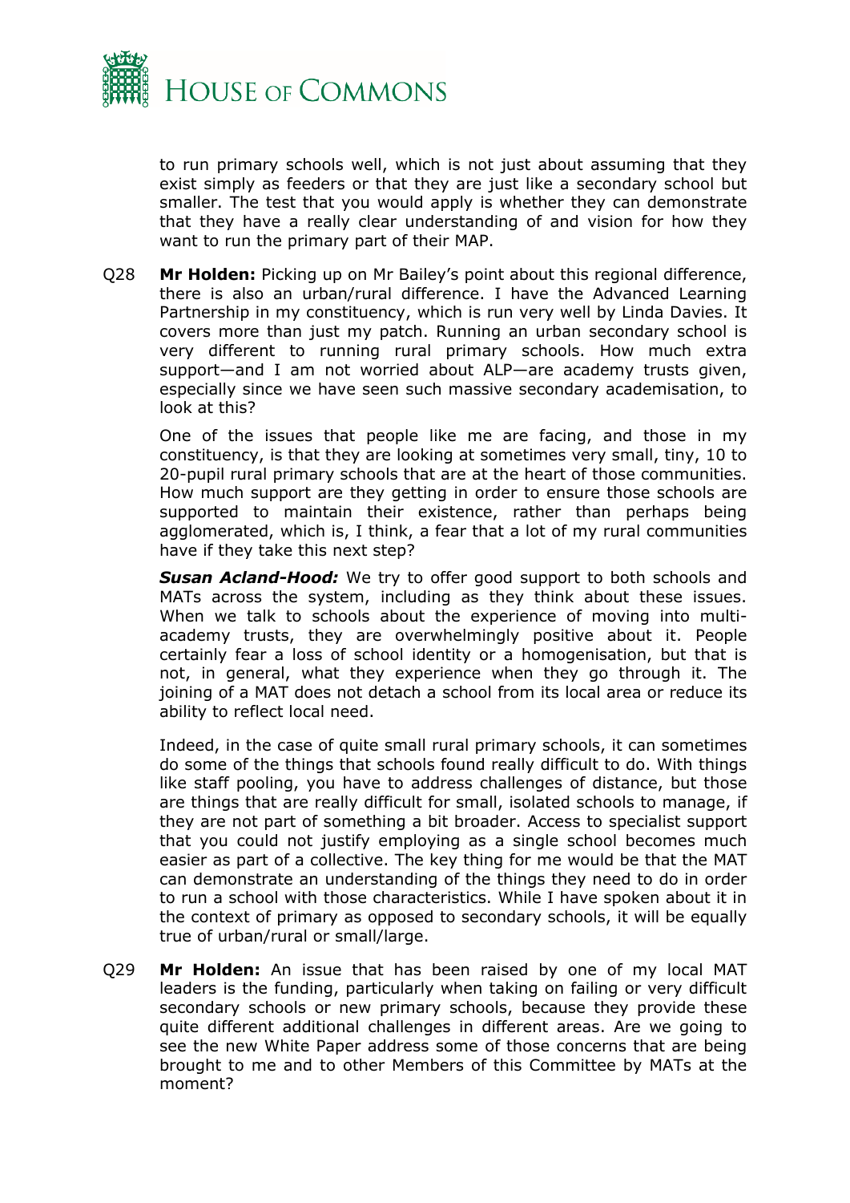to run primary schools well, which is not just about assuming that they exist simply as feeders or that they are just like a secondary school but smaller. The test that you would apply is whether they can demonstrate that they have a really clear understanding of and vision for how they want to run the primary part of their MAP.

Q28 **Mr Holden:** Picking up on Mr Bailey's point about this regional difference, there is also an urban/rural difference. I have the Advanced Learning Partnership in my constituency, which is run very well by Linda Davies. It covers more than just my patch. Running an urban secondary school is very different to running rural primary schools. How much extra support—and I am not worried about ALP—are academy trusts given, especially since we have seen such massive secondary academisation, to look at this?

One of the issues that people like me are facing, and those in my constituency, is that they are looking at sometimes very small, tiny, 10 to 20-pupil rural primary schools that are at the heart of those communities. How much support are they getting in order to ensure those schools are supported to maintain their existence, rather than perhaps being agglomerated, which is, I think, a fear that a lot of my rural communities have if they take this next step?

***Susan Acland-Hood:*** We try to offer good support to both schools and MATs across the system, including as they think about these issues. When we talk to schools about the experience of moving into multi-academy trusts, they are overwhelmingly positive about it. People certainly fear a loss of school identity or a homogenisation, but that is not, in general, what they experience when they go through it. The joining of a MAT does not detach a school from its local area or reduce its ability to reflect local need.

Indeed, in the case of quite small rural primary schools, it can sometimes do some of the things that schools found really difficult to do. With things like staff pooling, you have to address challenges of distance, but those are things that are really difficult for small, isolated schools to manage, if they are not part of something a bit broader. Access to specialist support that you could not justify employing as a single school becomes much easier as part of a collective. The key thing for me would be that the MAT can demonstrate an understanding of the things they need to do in order to run a school with those characteristics. While I have spoken about it in the context of primary as opposed to secondary schools, it will be equally true of urban/rural or small/large.

Q29 **Mr Holden:** An issue that has been raised by one of my local MAT leaders is the funding, particularly when taking on failing or very difficult secondary schools or new primary schools, because they provide these quite different additional challenges in different areas. Are we going to see the new White Paper address some of those concerns that are being brought to me and to other Members of this Committee by MATs at the moment?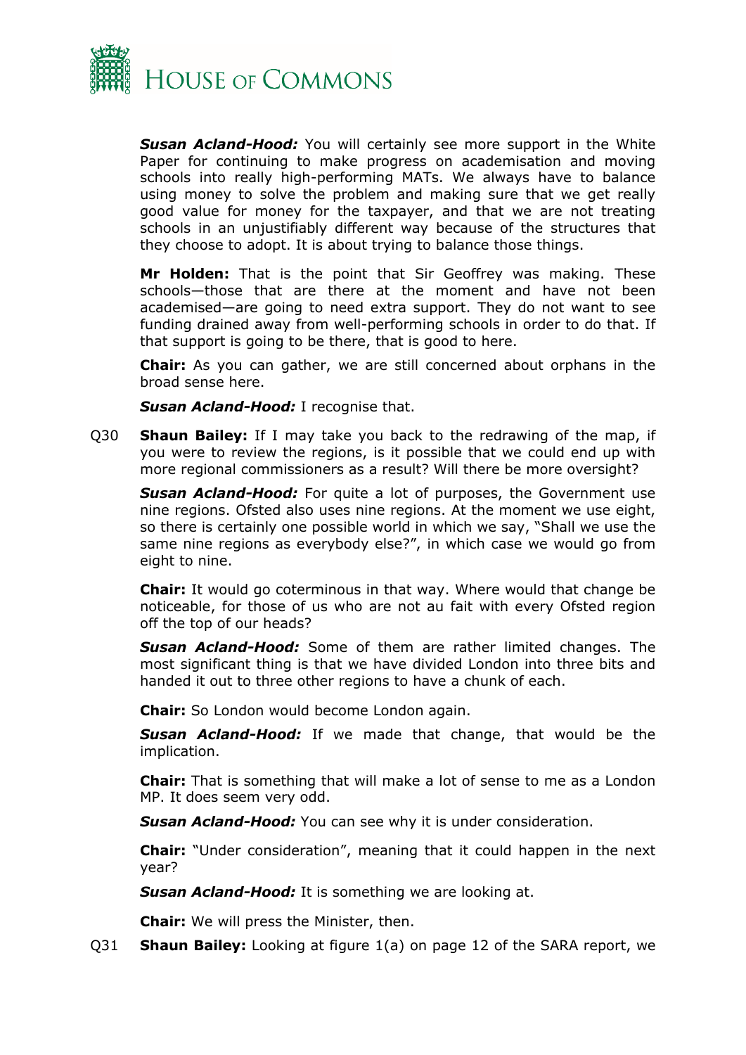***Susan Acland-Hood:*** You will certainly see more support in the White Paper for continuing to make progress on academisation and moving schools into really high-performing MATs. We always have to balance using money to solve the problem and making sure that we get really good value for money for the taxpayer, and that we are not treating schools in an unjustifiably different way because of the structures that they choose to adopt. It is about trying to balance those things.

**Mr Holden:** That is the point that Sir Geoffrey was making. These schools—those that are there at the moment and have not been academised—are going to need extra support. They do not want to see funding drained away from well-performing schools in order to do that. If that support is going to be there, that is good to here.

**Chair:** As you can gather, we are still concerned about orphans in the broad sense here.

***Susan Acland-Hood:*** I recognise that.

Q30 **Shaun Bailey:** If I may take you back to the redrawing of the map, if you were to review the regions, is it possible that we could end up with more regional commissioners as a result? Will there be more oversight?

***Susan Acland-Hood:*** For quite a lot of purposes, the Government use nine regions. Ofsted also uses nine regions. At the moment we use eight, so there is certainly one possible world in which we say, "Shall we use the same nine regions as everybody else?", in which case we would go from eight to nine.

**Chair:** It would go coterminous in that way. Where would that change be noticeable, for those of us who are not au fait with every Ofsted region off the top of our heads?

***Susan Acland-Hood:*** Some of them are rather limited changes. The most significant thing is that we have divided London into three bits and handed it out to three other regions to have a chunk of each.

**Chair:** So London would become London again.

***Susan Acland-Hood:*** If we made that change, that would be the implication.

**Chair:** That is something that will make a lot of sense to me as a London MP. It does seem very odd.

***Susan Acland-Hood:*** You can see why it is under consideration.

**Chair:** "Under consideration", meaning that it could happen in the next year?

***Susan Acland-Hood:*** It is something we are looking at.

**Chair:** We will press the Minister, then.

Q31 **Shaun Bailey:** Looking at figure 1(a) on page 12 of the SARA report, we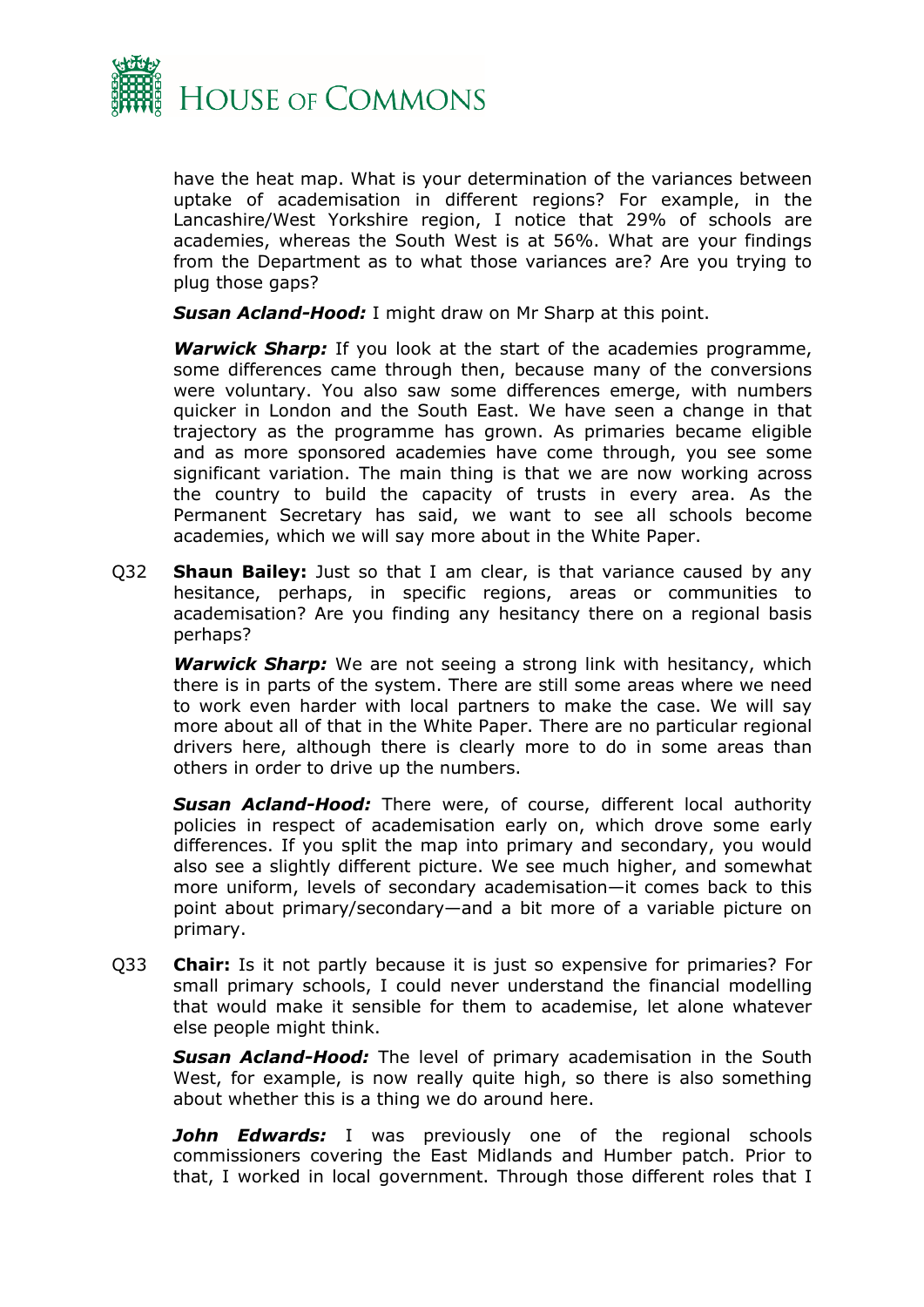have the heat map. What is your determination of the variances between uptake of academisation in different regions? For example, in the Lancashire/West Yorkshire region, I notice that 29% of schools are academies, whereas the South West is at 56%. What are your findings from the Department as to what those variances are? Are you trying to plug those gaps?

***Susan Acland-Hood:*** I might draw on Mr Sharp at this point.

***Warwick Sharp:*** If you look at the start of the academies programme, some differences came through then, because many of the conversions were voluntary. You also saw some differences emerge, with numbers quicker in London and the South East. We have seen a change in that trajectory as the programme has grown. As primaries became eligible and as more sponsored academies have come through, you see some significant variation. The main thing is that we are now working across the country to build the capacity of trusts in every area. As the Permanent Secretary has said, we want to see all schools become academies, which we will say more about in the White Paper.

Q32 **Shaun Bailey:** Just so that I am clear, is that variance caused by any hesitance, perhaps, in specific regions, areas or communities to academisation? Are you finding any hesitancy there on a regional basis perhaps?

***Warwick Sharp:*** We are not seeing a strong link with hesitancy, which there is in parts of the system. There are still some areas where we need to work even harder with local partners to make the case. We will say more about all of that in the White Paper. There are no particular regional drivers here, although there is clearly more to do in some areas than others in order to drive up the numbers.

***Susan Acland-Hood:*** There were, of course, different local authority policies in respect of academisation early on, which drove some early differences. If you split the map into primary and secondary, you would also see a slightly different picture. We see much higher, and somewhat more uniform, levels of secondary academisation—it comes back to this point about primary/secondary—and a bit more of a variable picture on primary.

Q33 **Chair:** Is it not partly because it is just so expensive for primaries? For small primary schools, I could never understand the financial modelling that would make it sensible for them to academise, let alone whatever else people might think.

***Susan Acland-Hood:*** The level of primary academisation in the South West, for example, is now really quite high, so there is also something about whether this is a thing we do around here.

***John Edwards:*** I was previously one of the regional schools commissioners covering the East Midlands and Humber patch. Prior to that, I worked in local government. Through those different roles that I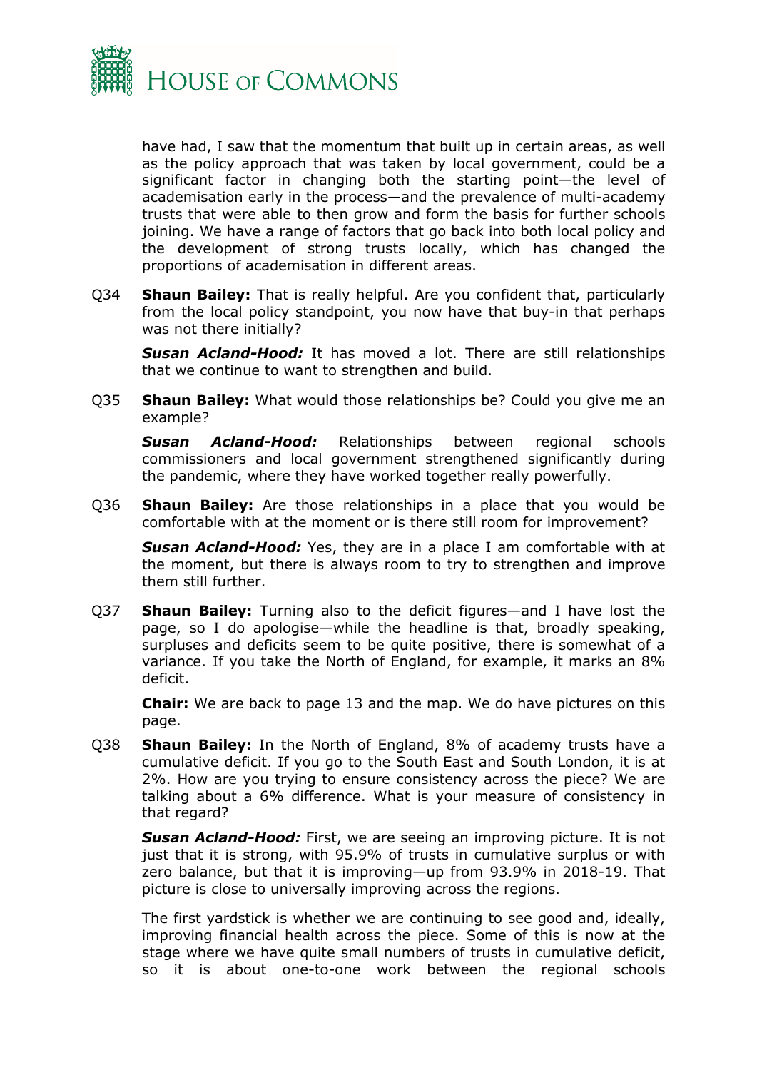have had, I saw that the momentum that built up in certain areas, as well as the policy approach that was taken by local government, could be a significant factor in changing both the starting point—the level of academisation early in the process—and the prevalence of multi-academy trusts that were able to then grow and form the basis for further schools joining. We have a range of factors that go back into both local policy and the development of strong trusts locally, which has changed the proportions of academisation in different areas.

Q34 **Shaun Bailey:** That is really helpful. Are you confident that, particularly from the local policy standpoint, you now have that buy-in that perhaps was not there initially?

***Susan Acland-Hood:*** It has moved a lot. There are still relationships that we continue to want to strengthen and build.

Q35 **Shaun Bailey:** What would those relationships be? Could you give me an example?

***Susan Acland-Hood:*** Relationships between regional schools commissioners and local government strengthened significantly during the pandemic, where they have worked together really powerfully.

Q36 **Shaun Bailey:** Are those relationships in a place that you would be comfortable with at the moment or is there still room for improvement?

***Susan Acland-Hood:*** Yes, they are in a place I am comfortable with at the moment, but there is always room to try to strengthen and improve them still further.

Q37 **Shaun Bailey:** Turning also to the deficit figures—and I have lost the page, so I do apologise—while the headline is that, broadly speaking, surpluses and deficits seem to be quite positive, there is somewhat of a variance. If you take the North of England, for example, it marks an 8% deficit.

**Chair:** We are back to page 13 and the map. We do have pictures on this page.

Q38 **Shaun Bailey:** In the North of England, 8% of academy trusts have a cumulative deficit. If you go to the South East and South London, it is at 2%. How are you trying to ensure consistency across the piece? We are talking about a 6% difference. What is your measure of consistency in that regard?

***Susan Acland-Hood:*** First, we are seeing an improving picture. It is not just that it is strong, with 95.9% of trusts in cumulative surplus or with zero balance, but that it is improving—up from 93.9% in 2018-19. That picture is close to universally improving across the regions.

The first yardstick is whether we are continuing to see good and, ideally, improving financial health across the piece. Some of this is now at the stage where we have quite small numbers of trusts in cumulative deficit, so it is about one-to-one work between the regional schools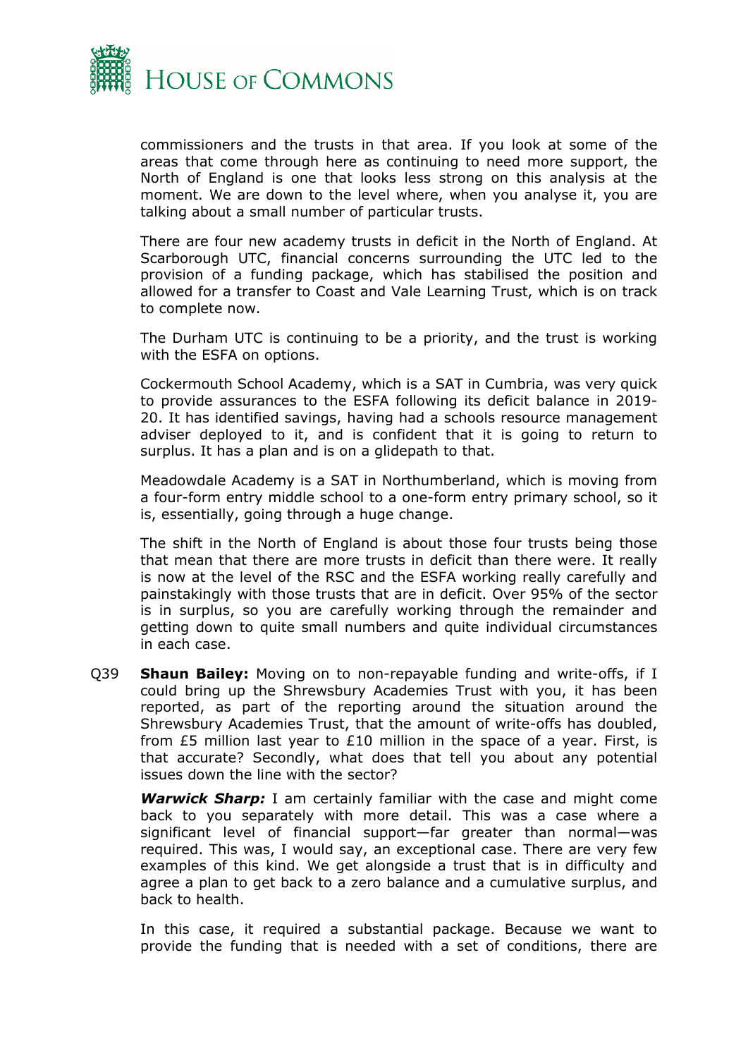commissioners and the trusts in that area. If you look at some of the areas that come through here as continuing to need more support, the North of England is one that looks less strong on this analysis at the moment. We are down to the level where, when you analyse it, you are talking about a small number of particular trusts.

There are four new academy trusts in deficit in the North of England. At Scarborough UTC, financial concerns surrounding the UTC led to the provision of a funding package, which has stabilised the position and allowed for a transfer to Coast and Vale Learning Trust, which is on track to complete now.

The Durham UTC is continuing to be a priority, and the trust is working with the ESFA on options.

Cockermouth School Academy, which is a SAT in Cumbria, was very quick to provide assurances to the ESFA following its deficit balance in 2019-20. It has identified savings, having had a schools resource management adviser deployed to it, and is confident that it is going to return to surplus. It has a plan and is on a glidepath to that.

Meadowdale Academy is a SAT in Northumberland, which is moving from a four-form entry middle school to a one-form entry primary school, so it is, essentially, going through a huge change.

The shift in the North of England is about those four trusts being those that mean that there are more trusts in deficit than there were. It really is now at the level of the RSC and the ESFA working really carefully and painstakingly with those trusts that are in deficit. Over 95% of the sector is in surplus, so you are carefully working through the remainder and getting down to quite small numbers and quite individual circumstances in each case.

Q39 **Shaun Bailey:** Moving on to non-repayable funding and write-offs, if I could bring up the Shrewsbury Academies Trust with you, it has been reported, as part of the reporting around the situation around the Shrewsbury Academies Trust, that the amount of write-offs has doubled, from £5 million last year to £10 million in the space of a year. First, is that accurate? Secondly, what does that tell you about any potential issues down the line with the sector?

***Warwick Sharp:*** I am certainly familiar with the case and might come back to you separately with more detail. This was a case where a significant level of financial support—far greater than normal—was required. This was, I would say, an exceptional case. There are very few examples of this kind. We get alongside a trust that is in difficulty and agree a plan to get back to a zero balance and a cumulative surplus, and back to health.

In this case, it required a substantial package. Because we want to provide the funding that is needed with a set of conditions, there are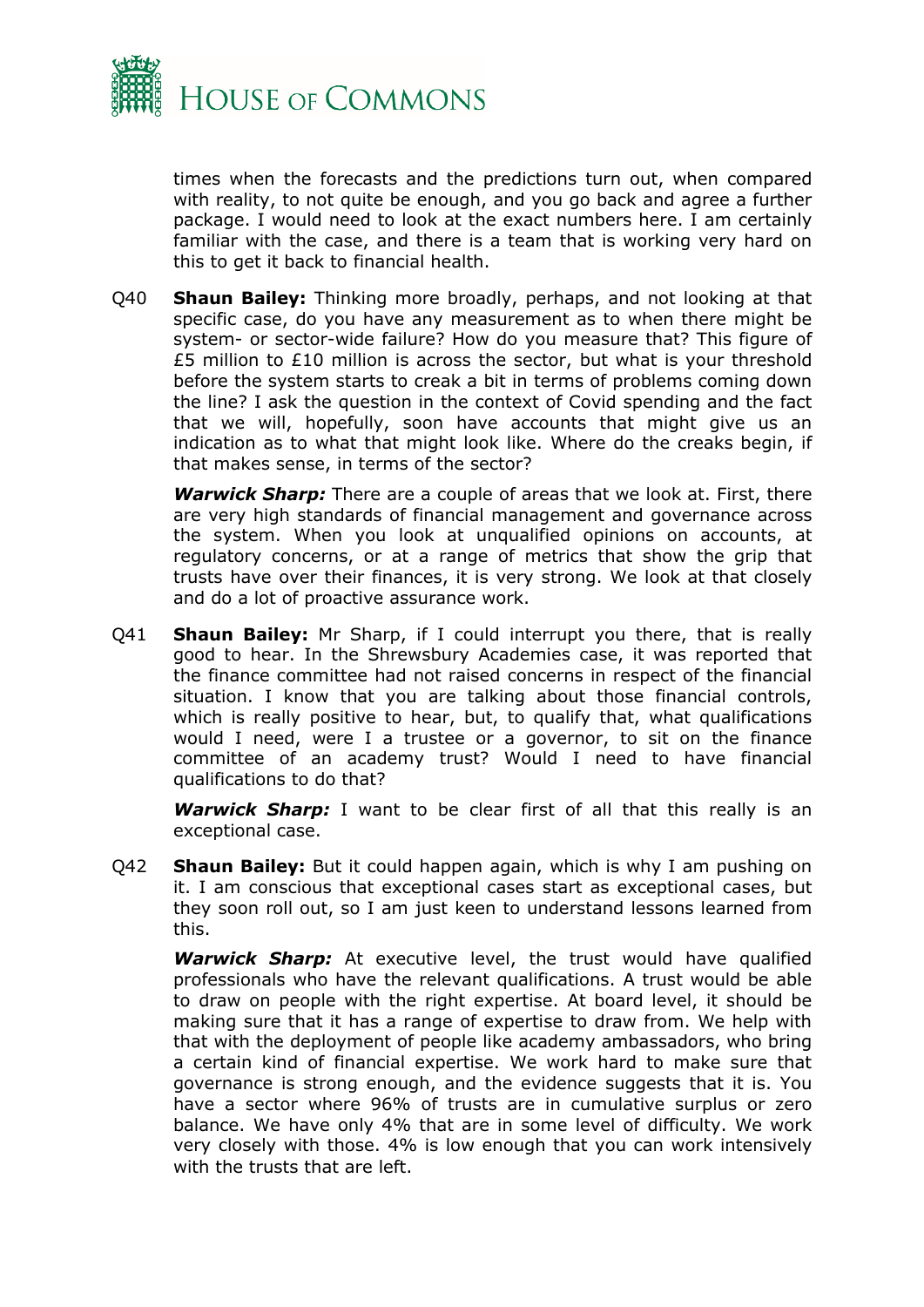times when the forecasts and the predictions turn out, when compared with reality, to not quite be enough, and you go back and agree a further package. I would need to look at the exact numbers here. I am certainly familiar with the case, and there is a team that is working very hard on this to get it back to financial health.

Q40 **Shaun Bailey:** Thinking more broadly, perhaps, and not looking at that specific case, do you have any measurement as to when there might be system- or sector-wide failure? How do you measure that? This figure of £5 million to £10 million is across the sector, but what is your threshold before the system starts to creak a bit in terms of problems coming down the line? I ask the question in the context of Covid spending and the fact that we will, hopefully, soon have accounts that might give us an indication as to what that might look like. Where do the creaks begin, if that makes sense, in terms of the sector?

***Warwick Sharp:*** There are a couple of areas that we look at. First, there are very high standards of financial management and governance across the system. When you look at unqualified opinions on accounts, at regulatory concerns, or at a range of metrics that show the grip that trusts have over their finances, it is very strong. We look at that closely and do a lot of proactive assurance work.

Q41 **Shaun Bailey:** Mr Sharp, if I could interrupt you there, that is really good to hear. In the Shrewsbury Academies case, it was reported that the finance committee had not raised concerns in respect of the financial situation. I know that you are talking about those financial controls, which is really positive to hear, but, to qualify that, what qualifications would I need, were I a trustee or a governor, to sit on the finance committee of an academy trust? Would I need to have financial qualifications to do that?

***Warwick Sharp:*** I want to be clear first of all that this really is an exceptional case.

Q42 **Shaun Bailey:** But it could happen again, which is why I am pushing on it. I am conscious that exceptional cases start as exceptional cases, but they soon roll out, so I am just keen to understand lessons learned from this.

***Warwick Sharp:*** At executive level, the trust would have qualified professionals who have the relevant qualifications. A trust would be able to draw on people with the right expertise. At board level, it should be making sure that it has a range of expertise to draw from. We help with that with the deployment of people like academy ambassadors, who bring a certain kind of financial expertise. We work hard to make sure that governance is strong enough, and the evidence suggests that it is. You have a sector where 96% of trusts are in cumulative surplus or zero balance. We have only 4% that are in some level of difficulty. We work very closely with those. 4% is low enough that you can work intensively with the trusts that are left.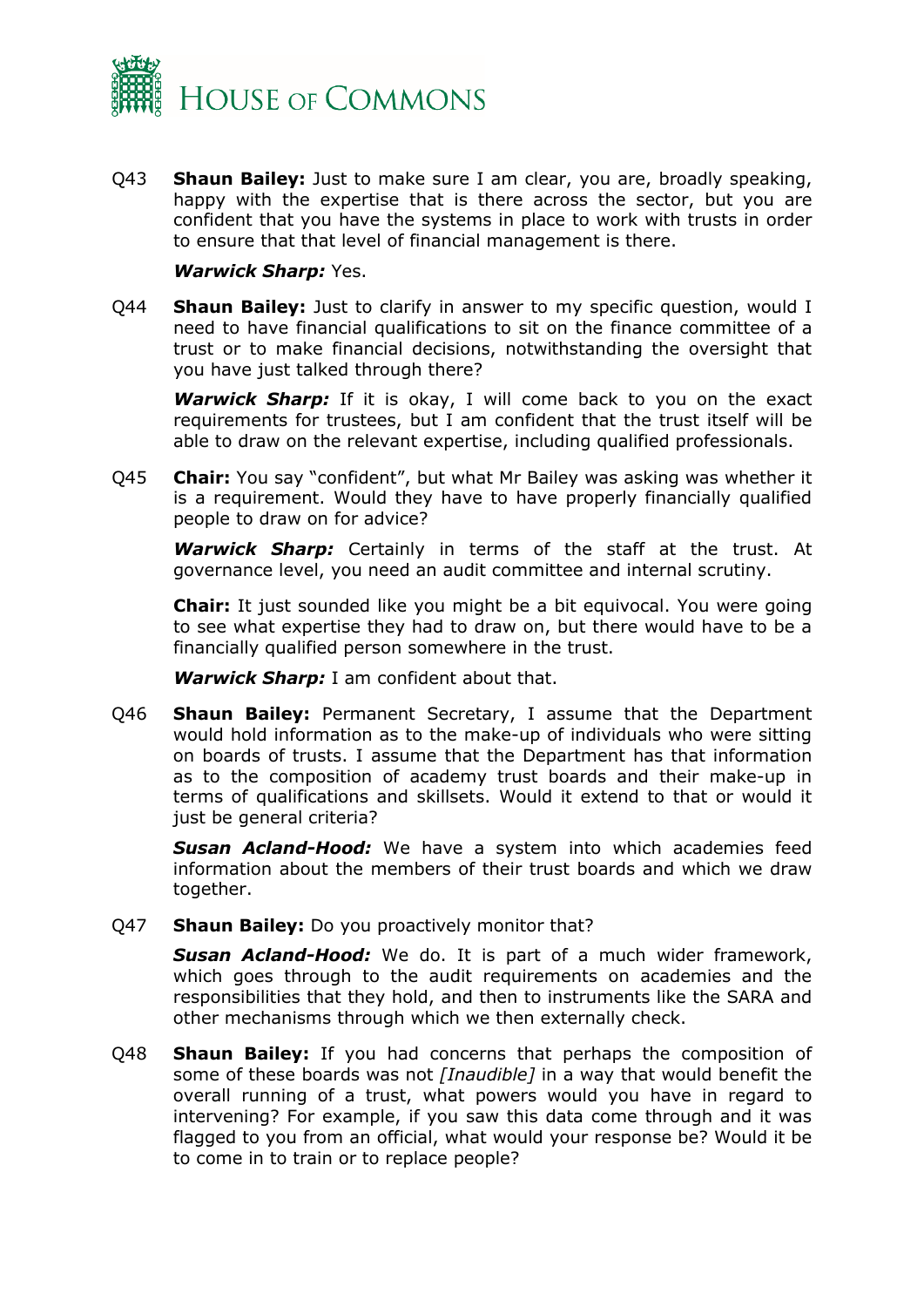Q43 **Shaun Bailey:** Just to make sure I am clear, you are, broadly speaking, happy with the expertise that is there across the sector, but you are confident that you have the systems in place to work with trusts in order to ensure that that level of financial management is there.

***Warwick Sharp:*** Yes.

Q44 **Shaun Bailey:** Just to clarify in answer to my specific question, would I need to have financial qualifications to sit on the finance committee of a trust or to make financial decisions, notwithstanding the oversight that you have just talked through there?

***Warwick Sharp:*** If it is okay, I will come back to you on the exact requirements for trustees, but I am confident that the trust itself will be able to draw on the relevant expertise, including qualified professionals.

Q45 **Chair:** You say "confident", but what Mr Bailey was asking was whether it is a requirement. Would they have to have properly financially qualified people to draw on for advice?

***Warwick Sharp:*** Certainly in terms of the staff at the trust. At governance level, you need an audit committee and internal scrutiny.

**Chair:** It just sounded like you might be a bit equivocal. You were going to see what expertise they had to draw on, but there would have to be a financially qualified person somewhere in the trust.

***Warwick Sharp:*** I am confident about that.

Q46 **Shaun Bailey:** Permanent Secretary, I assume that the Department would hold information as to the make-up of individuals who were sitting on boards of trusts. I assume that the Department has that information as to the composition of academy trust boards and their make-up in terms of qualifications and skillsets. Would it extend to that or would it just be general criteria?

***Susan Acland-Hood:*** We have a system into which academies feed information about the members of their trust boards and which we draw together.

Q47 **Shaun Bailey:** Do you proactively monitor that?

***Susan Acland-Hood:*** We do. It is part of a much wider framework, which goes through to the audit requirements on academies and the responsibilities that they hold, and then to instruments like the SARA and other mechanisms through which we then externally check.

Q48 **Shaun Bailey:** If you had concerns that perhaps the composition of some of these boards was not *[Inaudible]* in a way that would benefit the overall running of a trust, what powers would you have in regard to intervening? For example, if you saw this data come through and it was flagged to you from an official, what would your response be? Would it be to come in to train or to replace people?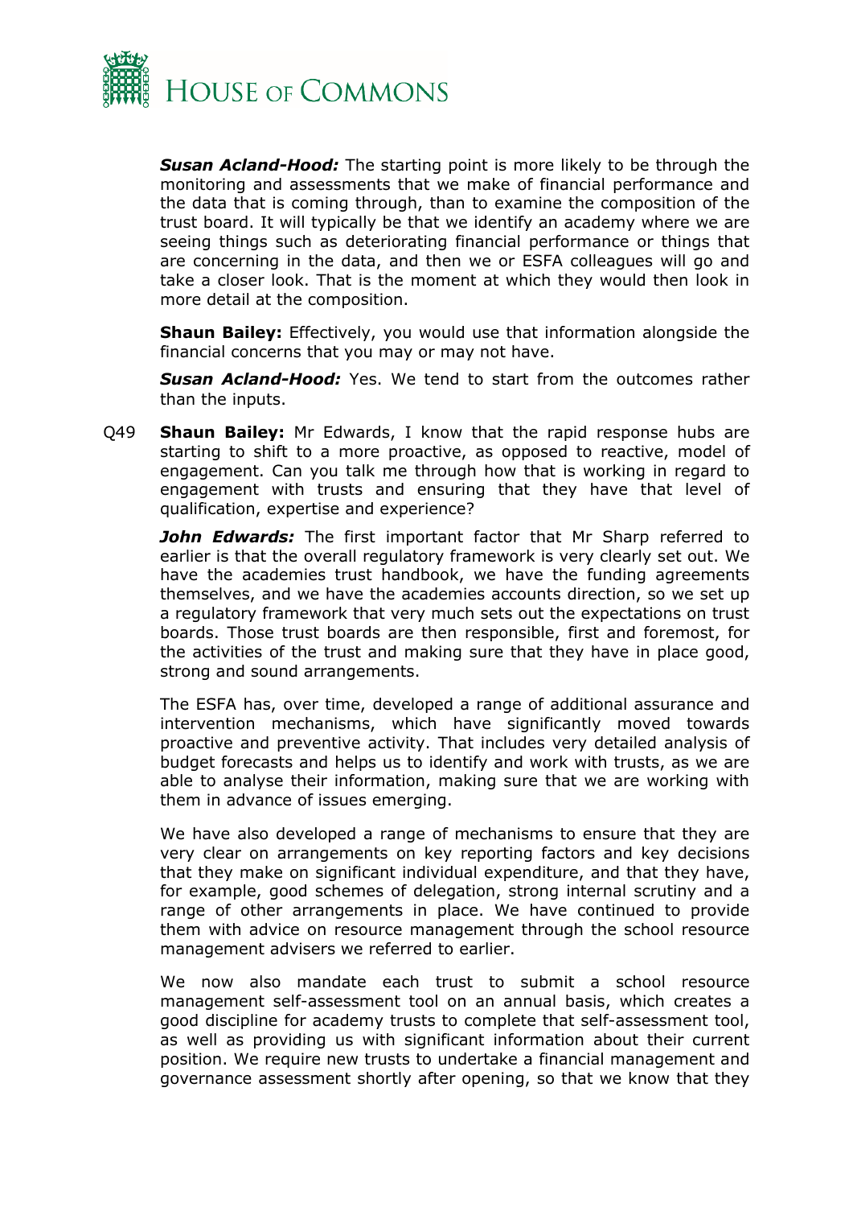***Susan Acland-Hood:*** The starting point is more likely to be through the monitoring and assessments that we make of financial performance and the data that is coming through, than to examine the composition of the trust board. It will typically be that we identify an academy where we are seeing things such as deteriorating financial performance or things that are concerning in the data, and then we or ESFA colleagues will go and take a closer look. That is the moment at which they would then look in more detail at the composition.

**Shaun Bailey:** Effectively, you would use that information alongside the financial concerns that you may or may not have.

***Susan Acland-Hood:*** Yes. We tend to start from the outcomes rather than the inputs.

Q49 **Shaun Bailey:** Mr Edwards, I know that the rapid response hubs are starting to shift to a more proactive, as opposed to reactive, model of engagement. Can you talk me through how that is working in regard to engagement with trusts and ensuring that they have that level of qualification, expertise and experience?

***John Edwards:*** The first important factor that Mr Sharp referred to earlier is that the overall regulatory framework is very clearly set out. We have the academies trust handbook, we have the funding agreements themselves, and we have the academies accounts direction, so we set up a regulatory framework that very much sets out the expectations on trust boards. Those trust boards are then responsible, first and foremost, for the activities of the trust and making sure that they have in place good, strong and sound arrangements.

The ESFA has, over time, developed a range of additional assurance and intervention mechanisms, which have significantly moved towards proactive and preventive activity. That includes very detailed analysis of budget forecasts and helps us to identify and work with trusts, as we are able to analyse their information, making sure that we are working with them in advance of issues emerging.

We have also developed a range of mechanisms to ensure that they are very clear on arrangements on key reporting factors and key decisions that they make on significant individual expenditure, and that they have, for example, good schemes of delegation, strong internal scrutiny and a range of other arrangements in place. We have continued to provide them with advice on resource management through the school resource management advisers we referred to earlier.

We now also mandate each trust to submit a school resource management self-assessment tool on an annual basis, which creates a good discipline for academy trusts to complete that self-assessment tool, as well as providing us with significant information about their current position. We require new trusts to undertake a financial management and governance assessment shortly after opening, so that we know that they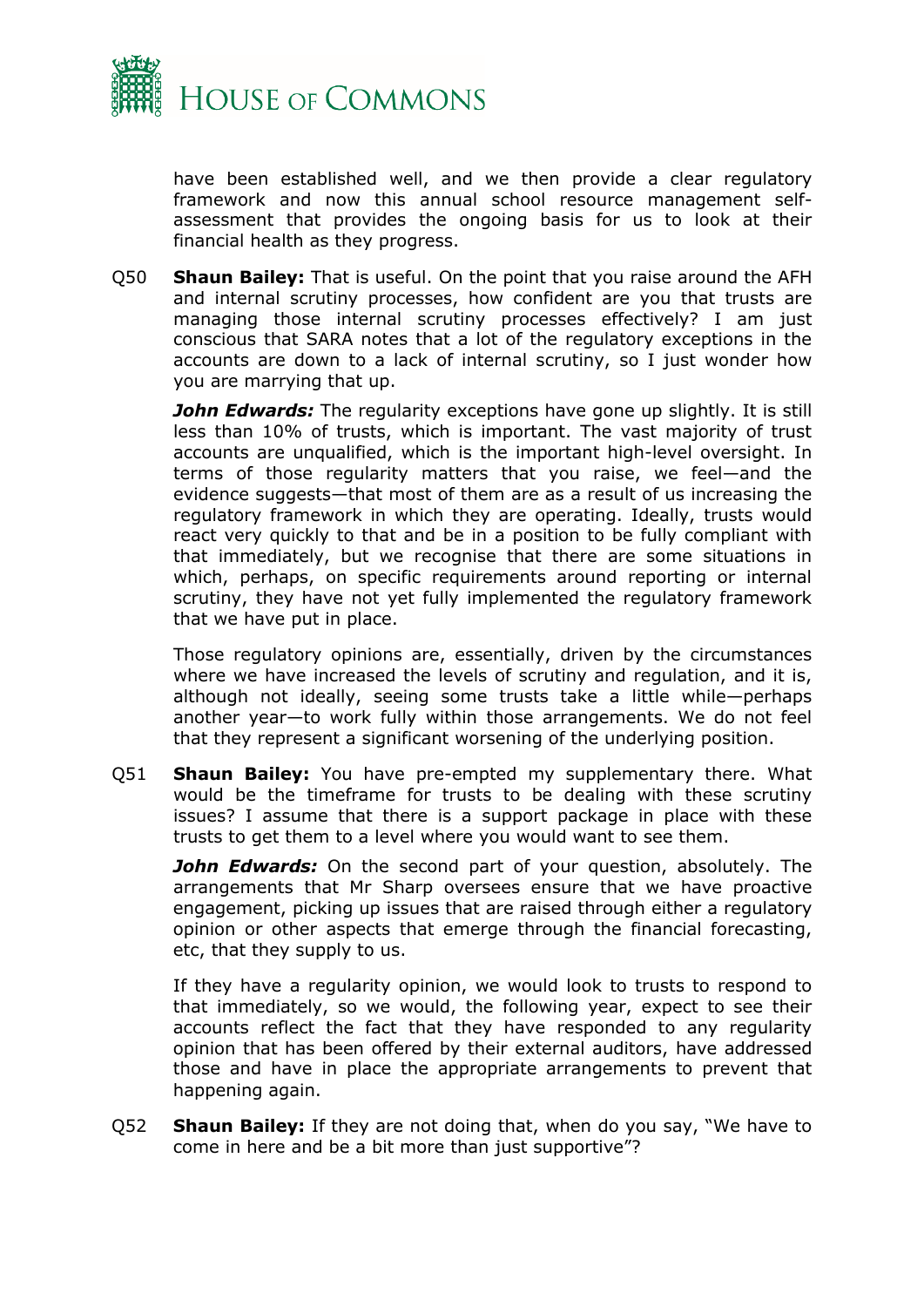have been established well, and we then provide a clear regulatory framework and now this annual school resource management self-assessment that provides the ongoing basis for us to look at their financial health as they progress.

Q50 **Shaun Bailey:** That is useful. On the point that you raise around the AFH and internal scrutiny processes, how confident are you that trusts are managing those internal scrutiny processes effectively? I am just conscious that SARA notes that a lot of the regulatory exceptions in the accounts are down to a lack of internal scrutiny, so I just wonder how you are marrying that up.

***John Edwards:*** The regularity exceptions have gone up slightly. It is still less than 10% of trusts, which is important. The vast majority of trust accounts are unqualified, which is the important high-level oversight. In terms of those regularity matters that you raise, we feel—and the evidence suggests—that most of them are as a result of us increasing the regulatory framework in which they are operating. Ideally, trusts would react very quickly to that and be in a position to be fully compliant with that immediately, but we recognise that there are some situations in which, perhaps, on specific requirements around reporting or internal scrutiny, they have not yet fully implemented the regulatory framework that we have put in place.

Those regulatory opinions are, essentially, driven by the circumstances where we have increased the levels of scrutiny and regulation, and it is, although not ideally, seeing some trusts take a little while—perhaps another year—to work fully within those arrangements. We do not feel that they represent a significant worsening of the underlying position.

Q51 **Shaun Bailey:** You have pre-empted my supplementary there. What would be the timeframe for trusts to be dealing with these scrutiny issues? I assume that there is a support package in place with these trusts to get them to a level where you would want to see them.

***John Edwards:*** On the second part of your question, absolutely. The arrangements that Mr Sharp oversees ensure that we have proactive engagement, picking up issues that are raised through either a regulatory opinion or other aspects that emerge through the financial forecasting, etc, that they supply to us.

If they have a regularity opinion, we would look to trusts to respond to that immediately, so we would, the following year, expect to see their accounts reflect the fact that they have responded to any regularity opinion that has been offered by their external auditors, have addressed those and have in place the appropriate arrangements to prevent that happening again.

Q52 **Shaun Bailey:** If they are not doing that, when do you say, "We have to come in here and be a bit more than just supportive"?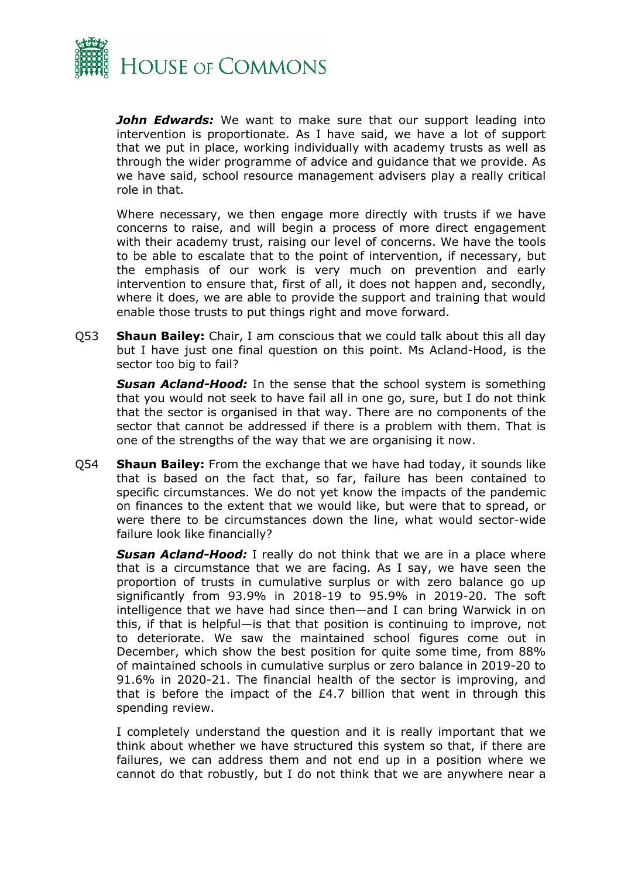***John Edwards:*** We want to make sure that our support leading into intervention is proportionate. As I have said, we have a lot of support that we put in place, working individually with academy trusts as well as through the wider programme of advice and guidance that we provide. As we have said, school resource management advisers play a really critical role in that.

Where necessary, we then engage more directly with trusts if we have concerns to raise, and will begin a process of more direct engagement with their academy trust, raising our level of concerns. We have the tools to be able to escalate that to the point of intervention, if necessary, but the emphasis of our work is very much on prevention and early intervention to ensure that, first of all, it does not happen and, secondly, where it does, we are able to provide the support and training that would enable those trusts to put things right and move forward.

Q53 **Shaun Bailey:** Chair, I am conscious that we could talk about this all day but I have just one final question on this point. Ms Acland-Hood, is the sector too big to fail?

***Susan Acland-Hood:*** In the sense that the school system is something that you would not seek to have fail all in one go, sure, but I do not think that the sector is organised in that way. There are no components of the sector that cannot be addressed if there is a problem with them. That is one of the strengths of the way that we are organising it now.

Q54 **Shaun Bailey:** From the exchange that we have had today, it sounds like that is based on the fact that, so far, failure has been contained to specific circumstances. We do not yet know the impacts of the pandemic on finances to the extent that we would like, but were that to spread, or were there to be circumstances down the line, what would sector-wide failure look like financially?

***Susan Acland-Hood:*** I really do not think that we are in a place where that is a circumstance that we are facing. As I say, we have seen the proportion of trusts in cumulative surplus or with zero balance go up significantly from 93.9% in 2018-19 to 95.9% in 2019-20. The soft intelligence that we have had since then—and I can bring Warwick in on this, if that is helpful—is that that position is continuing to improve, not to deteriorate. We saw the maintained school figures come out in December, which show the best position for quite some time, from 88% of maintained schools in cumulative surplus or zero balance in 2019-20 to 91.6% in 2020-21. The financial health of the sector is improving, and that is before the impact of the £4.7 billion that went in through this spending review.

I completely understand the question and it is really important that we think about whether we have structured this system so that, if there are failures, we can address them and not end up in a position where we cannot do that robustly, but I do not think that we are anywhere near a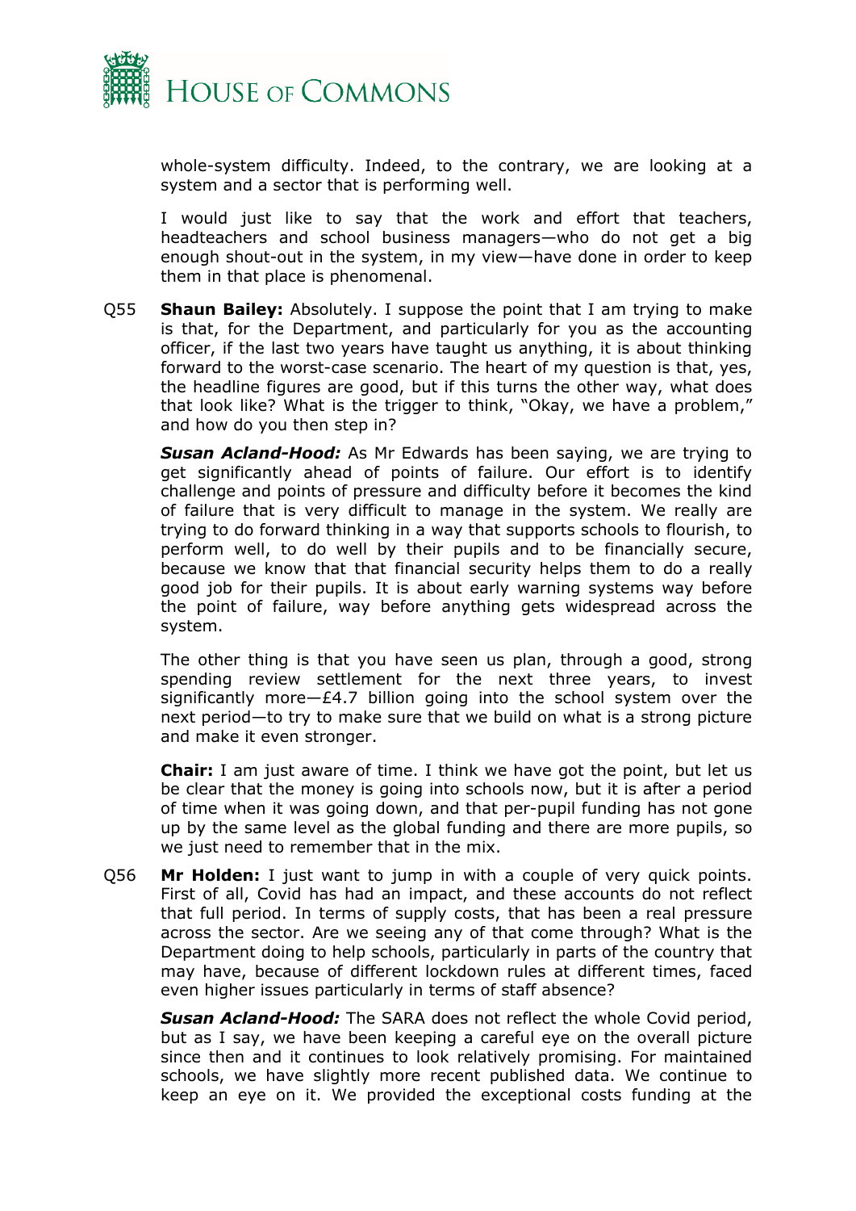whole-system difficulty. Indeed, to the contrary, we are looking at a system and a sector that is performing well.

I would just like to say that the work and effort that teachers, headteachers and school business managers—who do not get a big enough shout-out in the system, in my view—have done in order to keep them in that place is phenomenal.

Q55 **Shaun Bailey:** Absolutely. I suppose the point that I am trying to make is that, for the Department, and particularly for you as the accounting officer, if the last two years have taught us anything, it is about thinking forward to the worst-case scenario. The heart of my question is that, yes, the headline figures are good, but if this turns the other way, what does that look like? What is the trigger to think, "Okay, we have a problem," and how do you then step in?

***Susan Acland-Hood:*** As Mr Edwards has been saying, we are trying to get significantly ahead of points of failure. Our effort is to identify challenge and points of pressure and difficulty before it becomes the kind of failure that is very difficult to manage in the system. We really are trying to do forward thinking in a way that supports schools to flourish, to perform well, to do well by their pupils and to be financially secure, because we know that that financial security helps them to do a really good job for their pupils. It is about early warning systems way before the point of failure, way before anything gets widespread across the system.

The other thing is that you have seen us plan, through a good, strong spending review settlement for the next three years, to invest significantly more—£4.7 billion going into the school system over the next period—to try to make sure that we build on what is a strong picture and make it even stronger.

**Chair:** I am just aware of time. I think we have got the point, but let us be clear that the money is going into schools now, but it is after a period of time when it was going down, and that per-pupil funding has not gone up by the same level as the global funding and there are more pupils, so we just need to remember that in the mix.

Q56 **Mr Holden:** I just want to jump in with a couple of very quick points. First of all, Covid has had an impact, and these accounts do not reflect that full period. In terms of supply costs, that has been a real pressure across the sector. Are we seeing any of that come through? What is the Department doing to help schools, particularly in parts of the country that may have, because of different lockdown rules at different times, faced even higher issues particularly in terms of staff absence?

***Susan Acland-Hood:*** The SARA does not reflect the whole Covid period, but as I say, we have been keeping a careful eye on the overall picture since then and it continues to look relatively promising. For maintained schools, we have slightly more recent published data. We continue to keep an eye on it. We provided the exceptional costs funding at the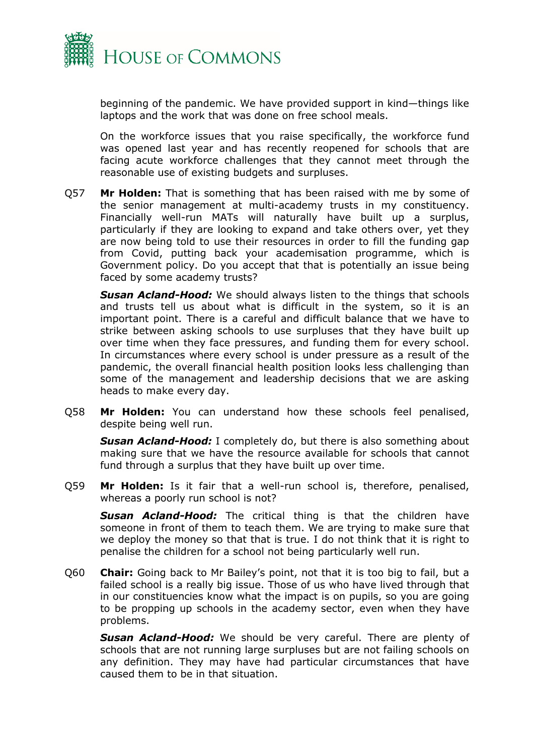beginning of the pandemic. We have provided support in kind—things like laptops and the work that was done on free school meals.

On the workforce issues that you raise specifically, the workforce fund was opened last year and has recently reopened for schools that are facing acute workforce challenges that they cannot meet through the reasonable use of existing budgets and surpluses.

Q57 **Mr Holden:** That is something that has been raised with me by some of the senior management at multi-academy trusts in my constituency. Financially well-run MATs will naturally have built up a surplus, particularly if they are looking to expand and take others over, yet they are now being told to use their resources in order to fill the funding gap from Covid, putting back your academisation programme, which is Government policy. Do you accept that that is potentially an issue being faced by some academy trusts?

***Susan Acland-Hood:*** We should always listen to the things that schools and trusts tell us about what is difficult in the system, so it is an important point. There is a careful and difficult balance that we have to strike between asking schools to use surpluses that they have built up over time when they face pressures, and funding them for every school. In circumstances where every school is under pressure as a result of the pandemic, the overall financial health position looks less challenging than some of the management and leadership decisions that we are asking heads to make every day.

Q58 **Mr Holden:** You can understand how these schools feel penalised, despite being well run.

***Susan Acland-Hood:*** I completely do, but there is also something about making sure that we have the resource available for schools that cannot fund through a surplus that they have built up over time.

Q59 **Mr Holden:** Is it fair that a well-run school is, therefore, penalised, whereas a poorly run school is not?

***Susan Acland-Hood:*** The critical thing is that the children have someone in front of them to teach them. We are trying to make sure that we deploy the money so that that is true. I do not think that it is right to penalise the children for a school not being particularly well run.

Q60 **Chair:** Going back to Mr Bailey's point, not that it is too big to fail, but a failed school is a really big issue. Those of us who have lived through that in our constituencies know what the impact is on pupils, so you are going to be propping up schools in the academy sector, even when they have problems.

***Susan Acland-Hood:*** We should be very careful. There are plenty of schools that are not running large surpluses but are not failing schools on any definition. They may have had particular circumstances that have caused them to be in that situation.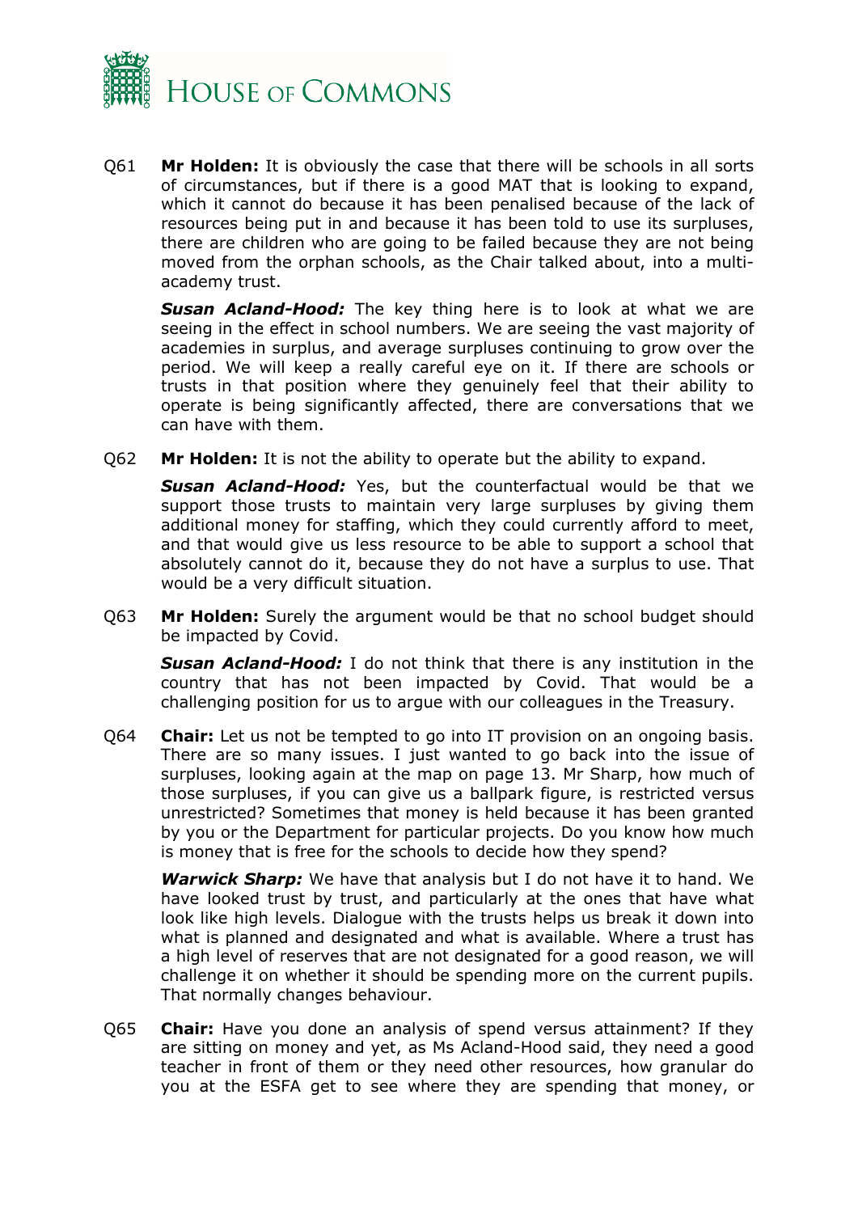Q61 **Mr Holden:** It is obviously the case that there will be schools in all sorts of circumstances, but if there is a good MAT that is looking to expand, which it cannot do because it has been penalised because of the lack of resources being put in and because it has been told to use its surpluses, there are children who are going to be failed because they are not being moved from the orphan schools, as the Chair talked about, into a multi-academy trust.

***Susan Acland-Hood:*** The key thing here is to look at what we are seeing in the effect in school numbers. We are seeing the vast majority of academies in surplus, and average surpluses continuing to grow over the period. We will keep a really careful eye on it. If there are schools or trusts in that position where they genuinely feel that their ability to operate is being significantly affected, there are conversations that we can have with them.

Q62 **Mr Holden:** It is not the ability to operate but the ability to expand.

***Susan Acland-Hood:*** Yes, but the counterfactual would be that we support those trusts to maintain very large surpluses by giving them additional money for staffing, which they could currently afford to meet, and that would give us less resource to be able to support a school that absolutely cannot do it, because they do not have a surplus to use. That would be a very difficult situation.

Q63 **Mr Holden:** Surely the argument would be that no school budget should be impacted by Covid.

***Susan Acland-Hood:*** I do not think that there is any institution in the country that has not been impacted by Covid. That would be a challenging position for us to argue with our colleagues in the Treasury.

Q64 **Chair:** Let us not be tempted to go into IT provision on an ongoing basis. There are so many issues. I just wanted to go back into the issue of surpluses, looking again at the map on page 13. Mr Sharp, how much of those surpluses, if you can give us a ballpark figure, is restricted versus unrestricted? Sometimes that money is held because it has been granted by you or the Department for particular projects. Do you know how much is money that is free for the schools to decide how they spend?

***Warwick Sharp:*** We have that analysis but I do not have it to hand. We have looked trust by trust, and particularly at the ones that have what look like high levels. Dialogue with the trusts helps us break it down into what is planned and designated and what is available. Where a trust has a high level of reserves that are not designated for a good reason, we will challenge it on whether it should be spending more on the current pupils. That normally changes behaviour.

Q65 **Chair:** Have you done an analysis of spend versus attainment? If they are sitting on money and yet, as Ms Acland-Hood said, they need a good teacher in front of them or they need other resources, how granular do you at the ESFA get to see where they are spending that money, or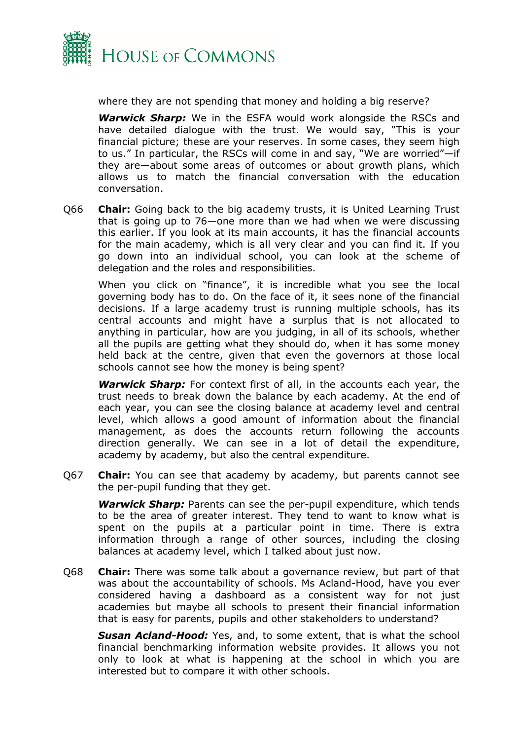where they are not spending that money and holding a big reserve?

***Warwick Sharp:*** We in the ESFA would work alongside the RSCs and have detailed dialogue with the trust. We would say, "This is your financial picture; these are your reserves. In some cases, they seem high to us." In particular, the RSCs will come in and say, "We are worried"—if they are—about some areas of outcomes or about growth plans, which allows us to match the financial conversation with the education conversation.

Q66 **Chair:** Going back to the big academy trusts, it is United Learning Trust that is going up to 76—one more than we had when we were discussing this earlier. If you look at its main accounts, it has the financial accounts for the main academy, which is all very clear and you can find it. If you go down into an individual school, you can look at the scheme of delegation and the roles and responsibilities.

When you click on "finance", it is incredible what you see the local governing body has to do. On the face of it, it sees none of the financial decisions. If a large academy trust is running multiple schools, has its central accounts and might have a surplus that is not allocated to anything in particular, how are you judging, in all of its schools, whether all the pupils are getting what they should do, when it has some money held back at the centre, given that even the governors at those local schools cannot see how the money is being spent?

***Warwick Sharp:*** For context first of all, in the accounts each year, the trust needs to break down the balance by each academy. At the end of each year, you can see the closing balance at academy level and central level, which allows a good amount of information about the financial management, as does the accounts return following the accounts direction generally. We can see in a lot of detail the expenditure, academy by academy, but also the central expenditure.

Q67 **Chair:** You can see that academy by academy, but parents cannot see the per-pupil funding that they get.

***Warwick Sharp:*** Parents can see the per-pupil expenditure, which tends to be the area of greater interest. They tend to want to know what is spent on the pupils at a particular point in time. There is extra information through a range of other sources, including the closing balances at academy level, which I talked about just now.

Q68 **Chair:** There was some talk about a governance review, but part of that was about the accountability of schools. Ms Acland-Hood, have you ever considered having a dashboard as a consistent way for not just academies but maybe all schools to present their financial information that is easy for parents, pupils and other stakeholders to understand?

***Susan Acland-Hood:*** Yes, and, to some extent, that is what the school financial benchmarking information website provides. It allows you not only to look at what is happening at the school in which you are interested but to compare it with other schools.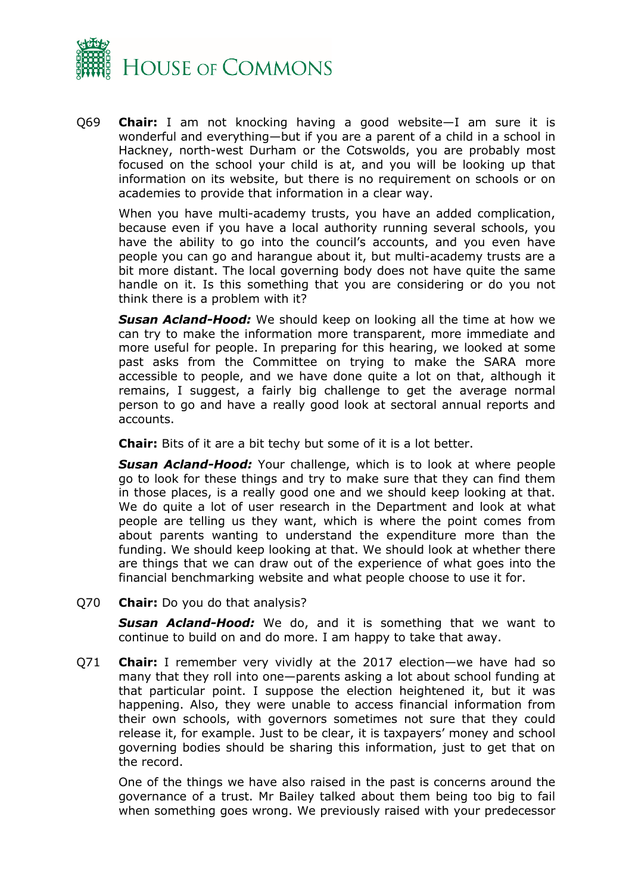Q69 **Chair:** I am not knocking having a good website—I am sure it is wonderful and everything—but if you are a parent of a child in a school in Hackney, north-west Durham or the Cotswolds, you are probably most focused on the school your child is at, and you will be looking up that information on its website, but there is no requirement on schools or on academies to provide that information in a clear way.

When you have multi-academy trusts, you have an added complication, because even if you have a local authority running several schools, you have the ability to go into the council's accounts, and you even have people you can go and harangue about it, but multi-academy trusts are a bit more distant. The local governing body does not have quite the same handle on it. Is this something that you are considering or do you not think there is a problem with it?

***Susan Acland-Hood:*** We should keep on looking all the time at how we can try to make the information more transparent, more immediate and more useful for people. In preparing for this hearing, we looked at some past asks from the Committee on trying to make the SARA more accessible to people, and we have done quite a lot on that, although it remains, I suggest, a fairly big challenge to get the average normal person to go and have a really good look at sectoral annual reports and accounts.

**Chair:** Bits of it are a bit techy but some of it is a lot better.

***Susan Acland-Hood:*** Your challenge, which is to look at where people go to look for these things and try to make sure that they can find them in those places, is a really good one and we should keep looking at that. We do quite a lot of user research in the Department and look at what people are telling us they want, which is where the point comes from about parents wanting to understand the expenditure more than the funding. We should keep looking at that. We should look at whether there are things that we can draw out of the experience of what goes into the financial benchmarking website and what people choose to use it for.

Q70 **Chair:** Do you do that analysis?

***Susan Acland-Hood:*** We do, and it is something that we want to continue to build on and do more. I am happy to take that away.

Q71 **Chair:** I remember very vividly at the 2017 election—we have had so many that they roll into one—parents asking a lot about school funding at that particular point. I suppose the election heightened it, but it was happening. Also, they were unable to access financial information from their own schools, with governors sometimes not sure that they could release it, for example. Just to be clear, it is taxpayers' money and school governing bodies should be sharing this information, just to get that on the record.

One of the things we have also raised in the past is concerns around the governance of a trust. Mr Bailey talked about them being too big to fail when something goes wrong. We previously raised with your predecessor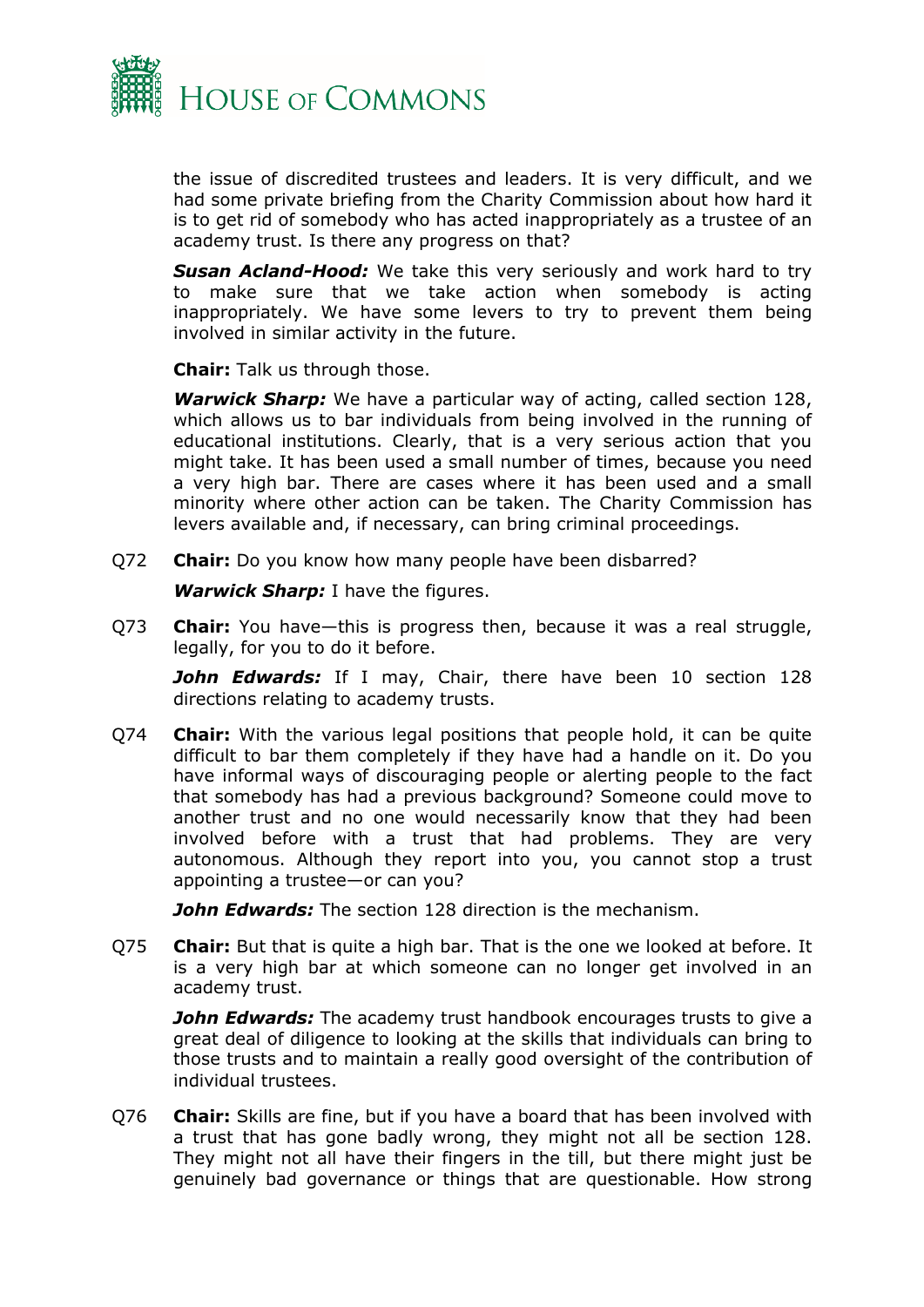the issue of discredited trustees and leaders. It is very difficult, and we had some private briefing from the Charity Commission about how hard it is to get rid of somebody who has acted inappropriately as a trustee of an academy trust. Is there any progress on that?

***Susan Acland-Hood:*** We take this very seriously and work hard to try to make sure that we take action when somebody is acting inappropriately. We have some levers to try to prevent them being involved in similar activity in the future.

**Chair:** Talk us through those.

***Warwick Sharp:*** We have a particular way of acting, called section 128, which allows us to bar individuals from being involved in the running of educational institutions. Clearly, that is a very serious action that you might take. It has been used a small number of times, because you need a very high bar. There are cases where it has been used and a small minority where other action can be taken. The Charity Commission has levers available and, if necessary, can bring criminal proceedings.

Q72 **Chair:** Do you know how many people have been disbarred?

***Warwick Sharp:*** I have the figures.

Q73 **Chair:** You have—this is progress then, because it was a real struggle, legally, for you to do it before.

***John Edwards:*** If I may, Chair, there have been 10 section 128 directions relating to academy trusts.

Q74 **Chair:** With the various legal positions that people hold, it can be quite difficult to bar them completely if they have had a handle on it. Do you have informal ways of discouraging people or alerting people to the fact that somebody has had a previous background? Someone could move to another trust and no one would necessarily know that they had been involved before with a trust that had problems. They are very autonomous. Although they report into you, you cannot stop a trust appointing a trustee—or can you?

***John Edwards:*** The section 128 direction is the mechanism.

Q75 **Chair:** But that is quite a high bar. That is the one we looked at before. It is a very high bar at which someone can no longer get involved in an academy trust.

***John Edwards:*** The academy trust handbook encourages trusts to give a great deal of diligence to looking at the skills that individuals can bring to those trusts and to maintain a really good oversight of the contribution of individual trustees.

Q76 **Chair:** Skills are fine, but if you have a board that has been involved with a trust that has gone badly wrong, they might not all be section 128. They might not all have their fingers in the till, but there might just be genuinely bad governance or things that are questionable. How strong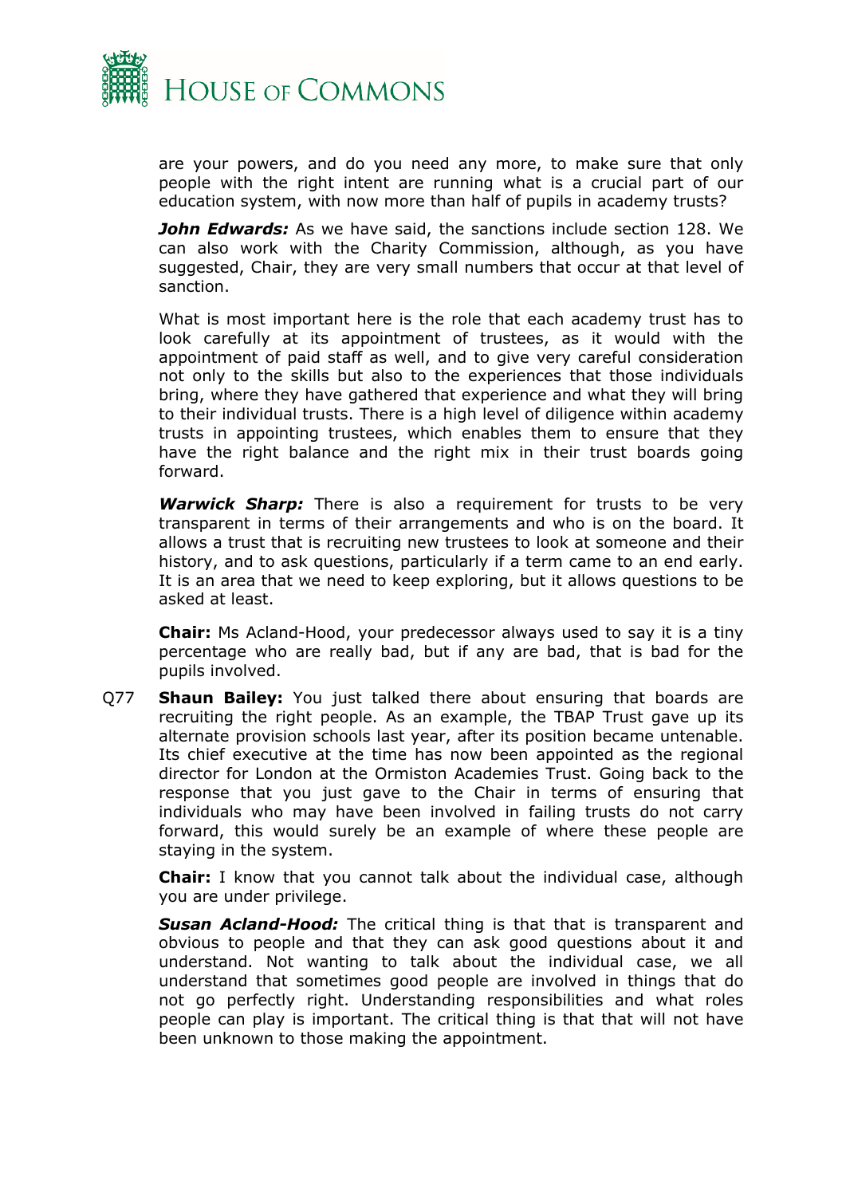are your powers, and do you need any more, to make sure that only people with the right intent are running what is a crucial part of our education system, with now more than half of pupils in academy trusts?

***John Edwards:*** As we have said, the sanctions include section 128. We can also work with the Charity Commission, although, as you have suggested, Chair, they are very small numbers that occur at that level of sanction.

What is most important here is the role that each academy trust has to look carefully at its appointment of trustees, as it would with the appointment of paid staff as well, and to give very careful consideration not only to the skills but also to the experiences that those individuals bring, where they have gathered that experience and what they will bring to their individual trusts. There is a high level of diligence within academy trusts in appointing trustees, which enables them to ensure that they have the right balance and the right mix in their trust boards going forward.

***Warwick Sharp:*** There is also a requirement for trusts to be very transparent in terms of their arrangements and who is on the board. It allows a trust that is recruiting new trustees to look at someone and their history, and to ask questions, particularly if a term came to an end early. It is an area that we need to keep exploring, but it allows questions to be asked at least.

**Chair:** Ms Acland-Hood, your predecessor always used to say it is a tiny percentage who are really bad, but if any are bad, that is bad for the pupils involved.

Q77 **Shaun Bailey:** You just talked there about ensuring that boards are recruiting the right people. As an example, the TBAP Trust gave up its alternate provision schools last year, after its position became untenable. Its chief executive at the time has now been appointed as the regional director for London at the Ormiston Academies Trust. Going back to the response that you just gave to the Chair in terms of ensuring that individuals who may have been involved in failing trusts do not carry forward, this would surely be an example of where these people are staying in the system.

**Chair:** I know that you cannot talk about the individual case, although you are under privilege.

***Susan Acland-Hood:*** The critical thing is that that is transparent and obvious to people and that they can ask good questions about it and understand. Not wanting to talk about the individual case, we all understand that sometimes good people are involved in things that do not go perfectly right. Understanding responsibilities and what roles people can play is important. The critical thing is that that will not have been unknown to those making the appointment.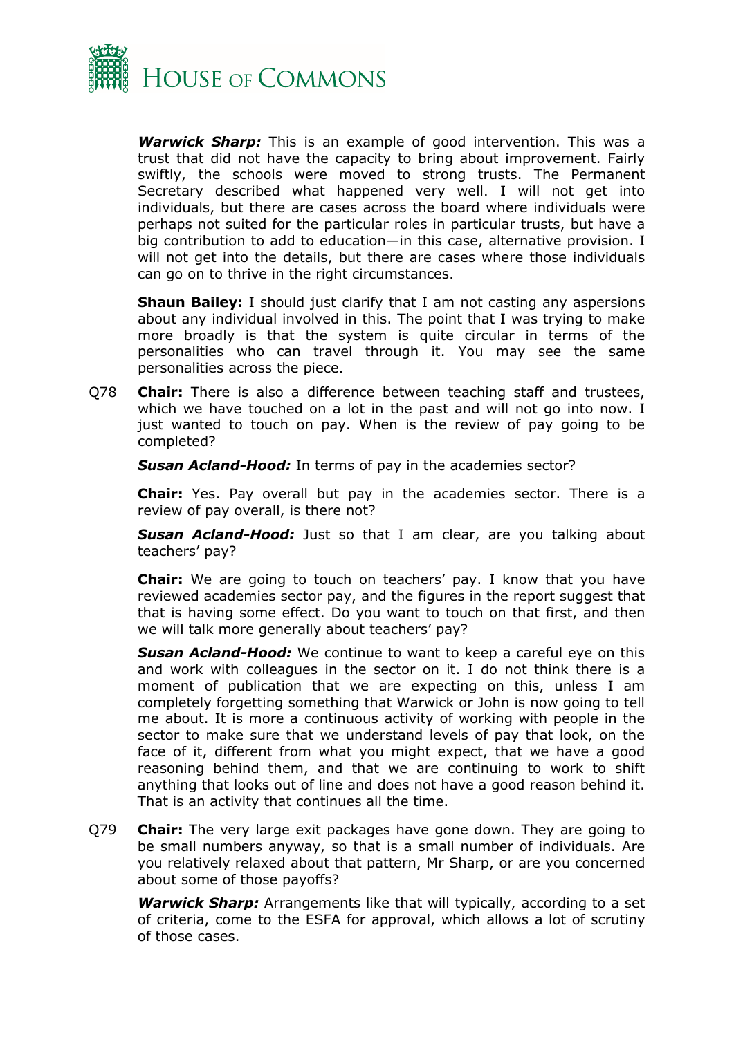***Warwick Sharp:*** This is an example of good intervention. This was a trust that did not have the capacity to bring about improvement. Fairly swiftly, the schools were moved to strong trusts. The Permanent Secretary described what happened very well. I will not get into individuals, but there are cases across the board where individuals were perhaps not suited for the particular roles in particular trusts, but have a big contribution to add to education—in this case, alternative provision. I will not get into the details, but there are cases where those individuals can go on to thrive in the right circumstances.

**Shaun Bailey:** I should just clarify that I am not casting any aspersions about any individual involved in this. The point that I was trying to make more broadly is that the system is quite circular in terms of the personalities who can travel through it. You may see the same personalities across the piece.

Q78 **Chair:** There is also a difference between teaching staff and trustees, which we have touched on a lot in the past and will not go into now. I just wanted to touch on pay. When is the review of pay going to be completed?

***Susan Acland-Hood:*** In terms of pay in the academies sector?

**Chair:** Yes. Pay overall but pay in the academies sector. There is a review of pay overall, is there not?

***Susan Acland-Hood:*** Just so that I am clear, are you talking about teachers' pay?

**Chair:** We are going to touch on teachers' pay. I know that you have reviewed academies sector pay, and the figures in the report suggest that that is having some effect. Do you want to touch on that first, and then we will talk more generally about teachers' pay?

***Susan Acland-Hood:*** We continue to want to keep a careful eye on this and work with colleagues in the sector on it. I do not think there is a moment of publication that we are expecting on this, unless I am completely forgetting something that Warwick or John is now going to tell me about. It is more a continuous activity of working with people in the sector to make sure that we understand levels of pay that look, on the face of it, different from what you might expect, that we have a good reasoning behind them, and that we are continuing to work to shift anything that looks out of line and does not have a good reason behind it. That is an activity that continues all the time.

Q79 **Chair:** The very large exit packages have gone down. They are going to be small numbers anyway, so that is a small number of individuals. Are you relatively relaxed about that pattern, Mr Sharp, or are you concerned about some of those payoffs?

***Warwick Sharp:*** Arrangements like that will typically, according to a set of criteria, come to the ESFA for approval, which allows a lot of scrutiny of those cases.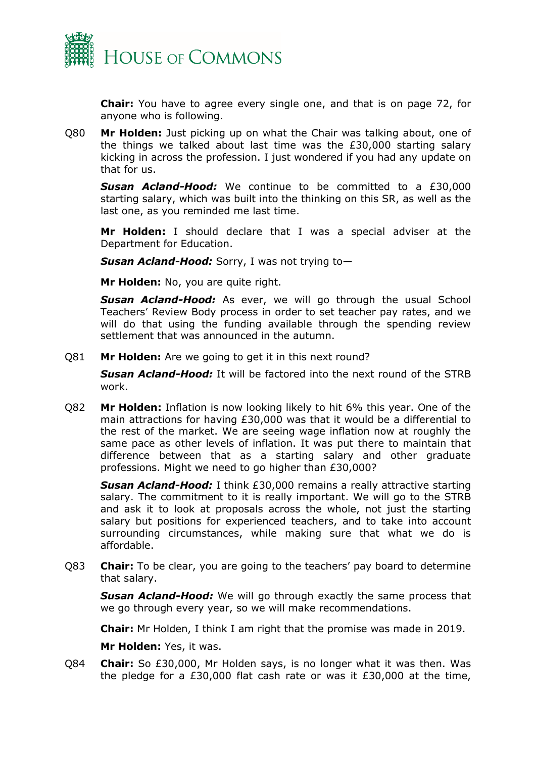**Chair:** You have to agree every single one, and that is on page 72, for anyone who is following.

Q80 **Mr Holden:** Just picking up on what the Chair was talking about, one of the things we talked about last time was the £30,000 starting salary kicking in across the profession. I just wondered if you had any update on that for us.

***Susan Acland-Hood:*** We continue to be committed to a £30,000 starting salary, which was built into the thinking on this SR, as well as the last one, as you reminded me last time.

**Mr Holden:** I should declare that I was a special adviser at the Department for Education.

***Susan Acland-Hood:*** Sorry, I was not trying to—

**Mr Holden:** No, you are quite right.

***Susan Acland-Hood:*** As ever, we will go through the usual School Teachers' Review Body process in order to set teacher pay rates, and we will do that using the funding available through the spending review settlement that was announced in the autumn.

Q81 **Mr Holden:** Are we going to get it in this next round?

***Susan Acland-Hood:*** It will be factored into the next round of the STRB work.

Q82 **Mr Holden:** Inflation is now looking likely to hit 6% this year. One of the main attractions for having £30,000 was that it would be a differential to the rest of the market. We are seeing wage inflation now at roughly the same pace as other levels of inflation. It was put there to maintain that difference between that as a starting salary and other graduate professions. Might we need to go higher than £30,000?

***Susan Acland-Hood:*** I think £30,000 remains a really attractive starting salary. The commitment to it is really important. We will go to the STRB and ask it to look at proposals across the whole, not just the starting salary but positions for experienced teachers, and to take into account surrounding circumstances, while making sure that what we do is affordable.

Q83 **Chair:** To be clear, you are going to the teachers' pay board to determine that salary.

***Susan Acland-Hood:*** We will go through exactly the same process that we go through every year, so we will make recommendations.

**Chair:** Mr Holden, I think I am right that the promise was made in 2019.

**Mr Holden:** Yes, it was.

Q84 **Chair:** So £30,000, Mr Holden says, is no longer what it was then. Was the pledge for a £30,000 flat cash rate or was it £30,000 at the time,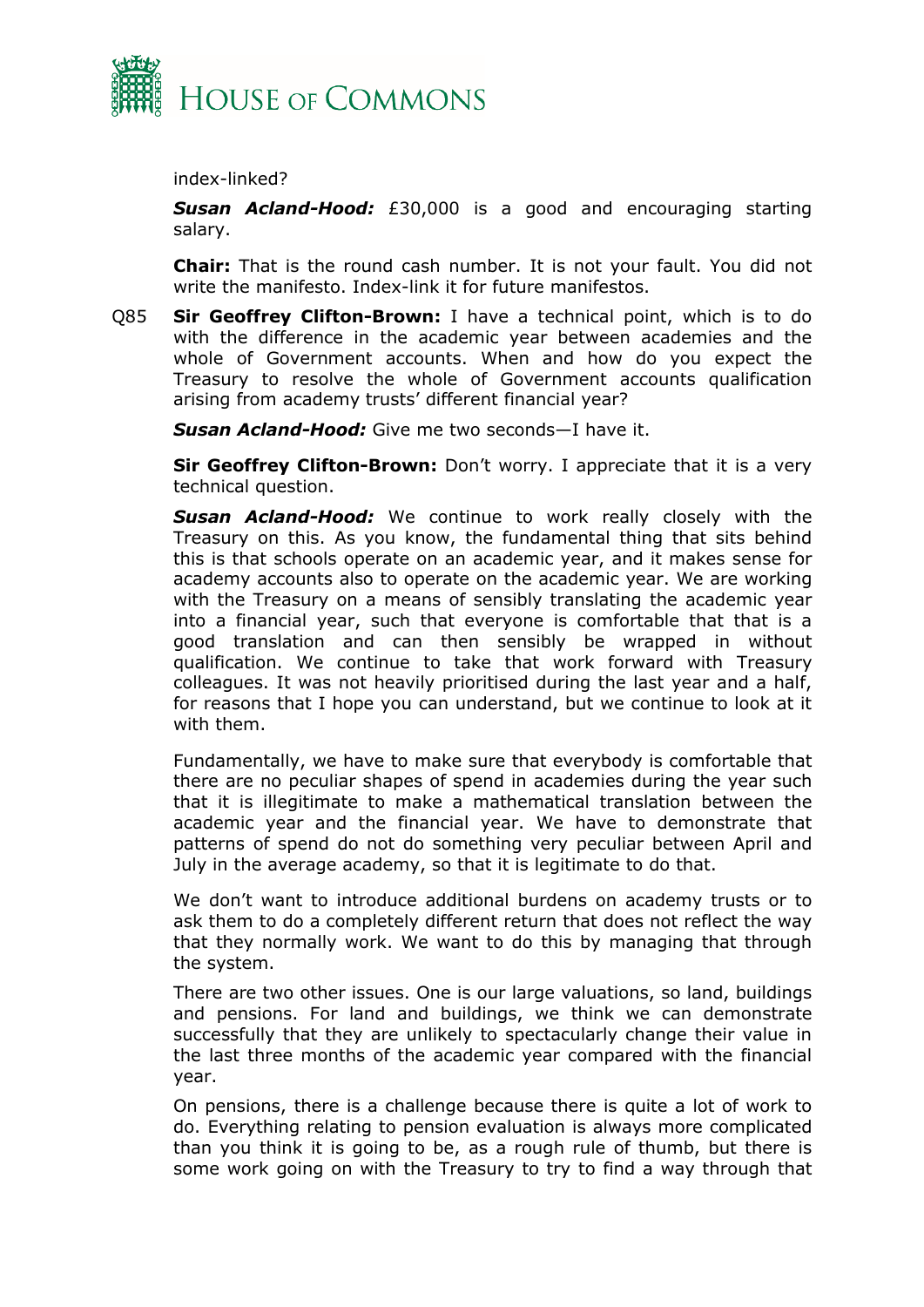index-linked?

***Susan Acland-Hood:*** £30,000 is a good and encouraging starting salary.

**Chair:** That is the round cash number. It is not your fault. You did not write the manifesto. Index-link it for future manifestos.

Q85 **Sir Geoffrey Clifton-Brown:** I have a technical point, which is to do with the difference in the academic year between academies and the whole of Government accounts. When and how do you expect the Treasury to resolve the whole of Government accounts qualification arising from academy trusts' different financial year?

***Susan Acland-Hood:*** Give me two seconds—I have it.

**Sir Geoffrey Clifton-Brown:** Don't worry. I appreciate that it is a very technical question.

***Susan Acland-Hood:*** We continue to work really closely with the Treasury on this. As you know, the fundamental thing that sits behind this is that schools operate on an academic year, and it makes sense for academy accounts also to operate on the academic year. We are working with the Treasury on a means of sensibly translating the academic year into a financial year, such that everyone is comfortable that that is a good translation and can then sensibly be wrapped in without qualification. We continue to take that work forward with Treasury colleagues. It was not heavily prioritised during the last year and a half, for reasons that I hope you can understand, but we continue to look at it with them.

Fundamentally, we have to make sure that everybody is comfortable that there are no peculiar shapes of spend in academies during the year such that it is illegitimate to make a mathematical translation between the academic year and the financial year. We have to demonstrate that patterns of spend do not do something very peculiar between April and July in the average academy, so that it is legitimate to do that.

We don't want to introduce additional burdens on academy trusts or to ask them to do a completely different return that does not reflect the way that they normally work. We want to do this by managing that through the system.

There are two other issues. One is our large valuations, so land, buildings and pensions. For land and buildings, we think we can demonstrate successfully that they are unlikely to spectacularly change their value in the last three months of the academic year compared with the financial year.

On pensions, there is a challenge because there is quite a lot of work to do. Everything relating to pension evaluation is always more complicated than you think it is going to be, as a rough rule of thumb, but there is some work going on with the Treasury to try to find a way through that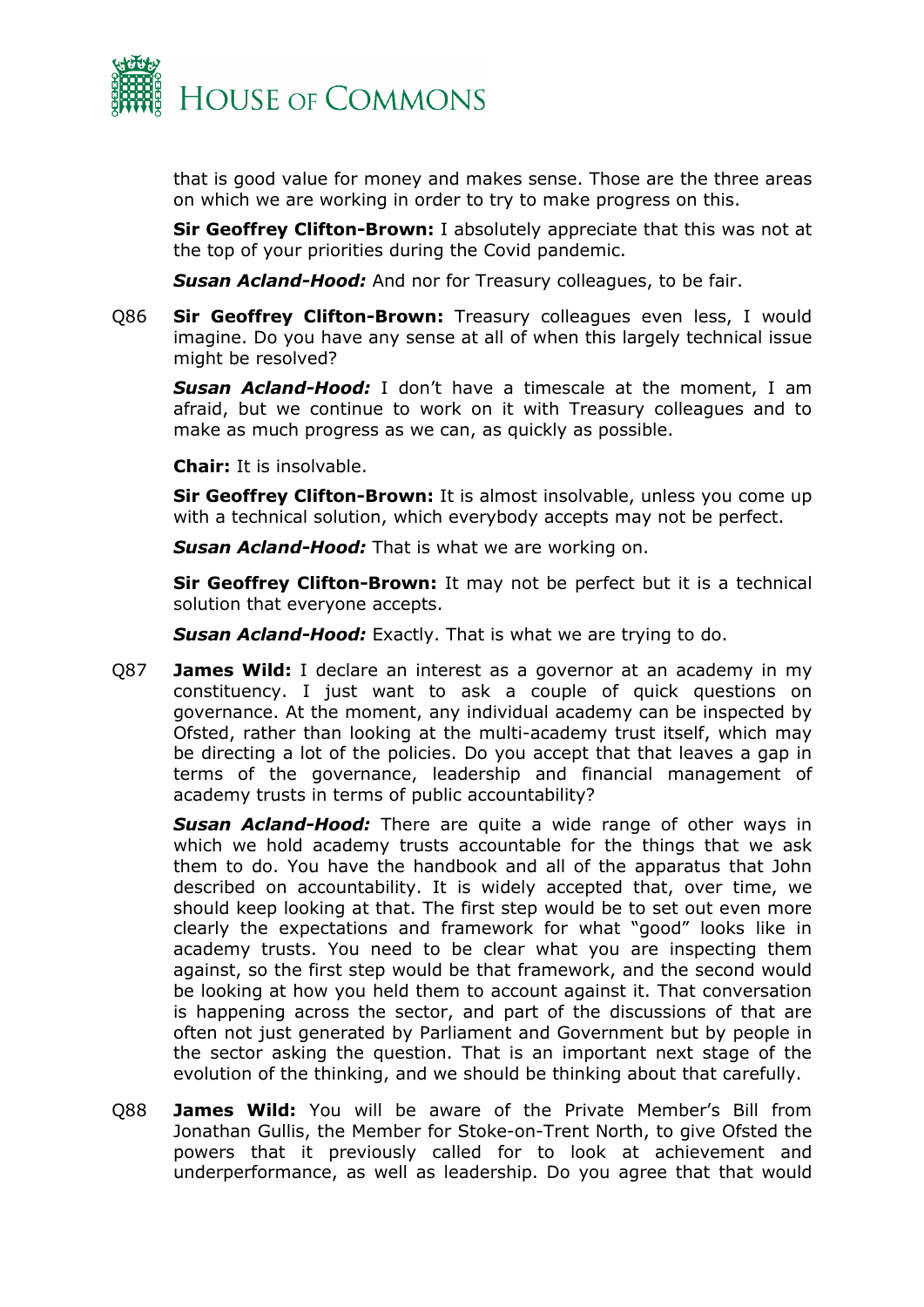that is good value for money and makes sense. Those are the three areas on which we are working in order to try to make progress on this.

**Sir Geoffrey Clifton-Brown:** I absolutely appreciate that this was not at the top of your priorities during the Covid pandemic.

***Susan Acland-Hood:*** And nor for Treasury colleagues, to be fair.

Q86 **Sir Geoffrey Clifton-Brown:** Treasury colleagues even less, I would imagine. Do you have any sense at all of when this largely technical issue might be resolved?

***Susan Acland-Hood:*** I don't have a timescale at the moment, I am afraid, but we continue to work on it with Treasury colleagues and to make as much progress as we can, as quickly as possible.

**Chair:** It is insolvable.

**Sir Geoffrey Clifton-Brown:** It is almost insolvable, unless you come up with a technical solution, which everybody accepts may not be perfect.

***Susan Acland-Hood:*** That is what we are working on.

**Sir Geoffrey Clifton-Brown:** It may not be perfect but it is a technical solution that everyone accepts.

***Susan Acland-Hood:*** Exactly. That is what we are trying to do.

Q87 **James Wild:** I declare an interest as a governor at an academy in my constituency. I just want to ask a couple of quick questions on governance. At the moment, any individual academy can be inspected by Ofsted, rather than looking at the multi-academy trust itself, which may be directing a lot of the policies. Do you accept that that leaves a gap in terms of the governance, leadership and financial management of academy trusts in terms of public accountability?

***Susan Acland-Hood:*** There are quite a wide range of other ways in which we hold academy trusts accountable for the things that we ask them to do. You have the handbook and all of the apparatus that John described on accountability. It is widely accepted that, over time, we should keep looking at that. The first step would be to set out even more clearly the expectations and framework for what "good" looks like in academy trusts. You need to be clear what you are inspecting them against, so the first step would be that framework, and the second would be looking at how you held them to account against it. That conversation is happening across the sector, and part of the discussions of that are often not just generated by Parliament and Government but by people in the sector asking the question. That is an important next stage of the evolution of the thinking, and we should be thinking about that carefully.

Q88 **James Wild:** You will be aware of the Private Member's Bill from Jonathan Gullis, the Member for Stoke-on-Trent North, to give Ofsted the powers that it previously called for to look at achievement and underperformance, as well as leadership. Do you agree that that would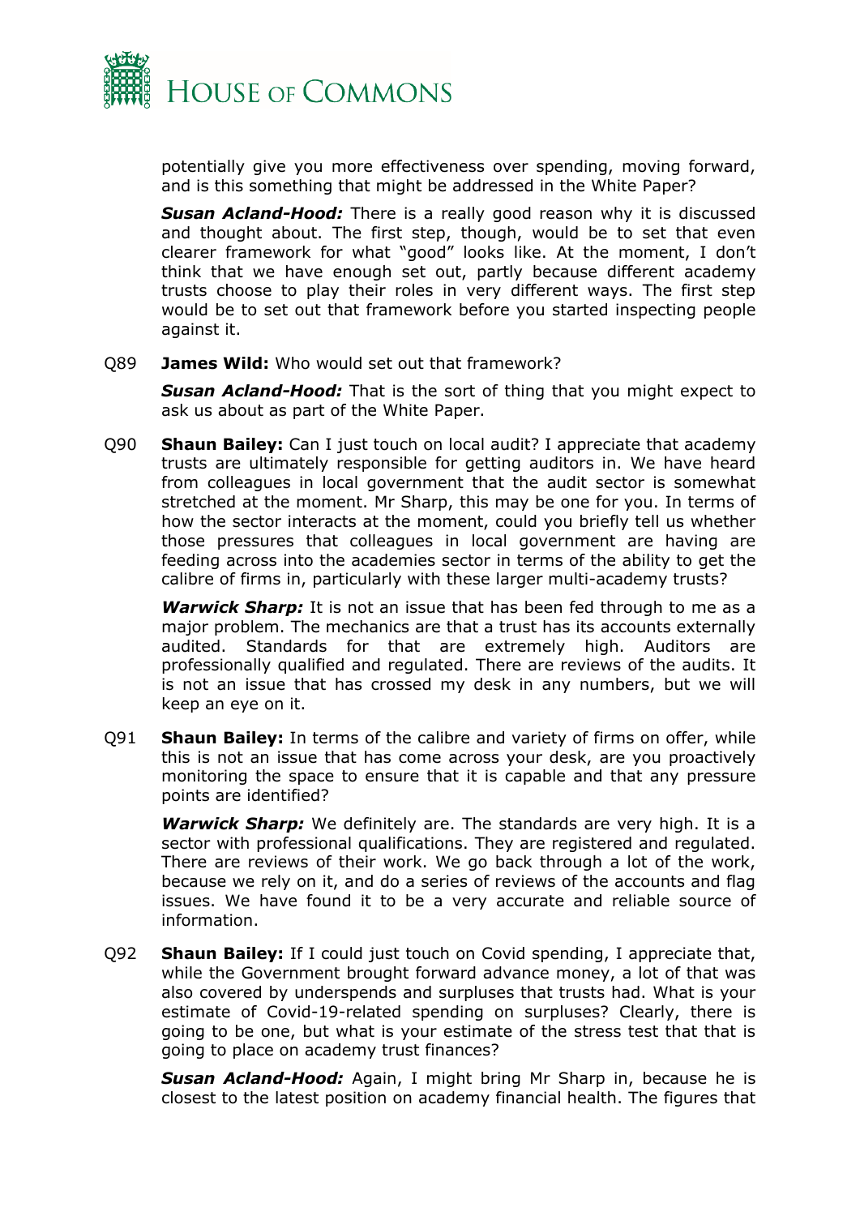potentially give you more effectiveness over spending, moving forward, and is this something that might be addressed in the White Paper?

***Susan Acland-Hood:*** There is a really good reason why it is discussed and thought about. The first step, though, would be to set that even clearer framework for what "good" looks like. At the moment, I don't think that we have enough set out, partly because different academy trusts choose to play their roles in very different ways. The first step would be to set out that framework before you started inspecting people against it.

Q89 **James Wild:** Who would set out that framework?

***Susan Acland-Hood:*** That is the sort of thing that you might expect to ask us about as part of the White Paper.

Q90 **Shaun Bailey:** Can I just touch on local audit? I appreciate that academy trusts are ultimately responsible for getting auditors in. We have heard from colleagues in local government that the audit sector is somewhat stretched at the moment. Mr Sharp, this may be one for you. In terms of how the sector interacts at the moment, could you briefly tell us whether those pressures that colleagues in local government are having are feeding across into the academies sector in terms of the ability to get the calibre of firms in, particularly with these larger multi-academy trusts?

***Warwick Sharp:*** It is not an issue that has been fed through to me as a major problem. The mechanics are that a trust has its accounts externally audited. Standards for that are extremely high. Auditors are professionally qualified and regulated. There are reviews of the audits. It is not an issue that has crossed my desk in any numbers, but we will keep an eye on it.

Q91 **Shaun Bailey:** In terms of the calibre and variety of firms on offer, while this is not an issue that has come across your desk, are you proactively monitoring the space to ensure that it is capable and that any pressure points are identified?

***Warwick Sharp:*** We definitely are. The standards are very high. It is a sector with professional qualifications. They are registered and regulated. There are reviews of their work. We go back through a lot of the work, because we rely on it, and do a series of reviews of the accounts and flag issues. We have found it to be a very accurate and reliable source of information.

Q92 **Shaun Bailey:** If I could just touch on Covid spending, I appreciate that, while the Government brought forward advance money, a lot of that was also covered by underspends and surpluses that trusts had. What is your estimate of Covid-19-related spending on surpluses? Clearly, there is going to be one, but what is your estimate of the stress test that that is going to place on academy trust finances?

***Susan Acland-Hood:*** Again, I might bring Mr Sharp in, because he is closest to the latest position on academy financial health. The figures that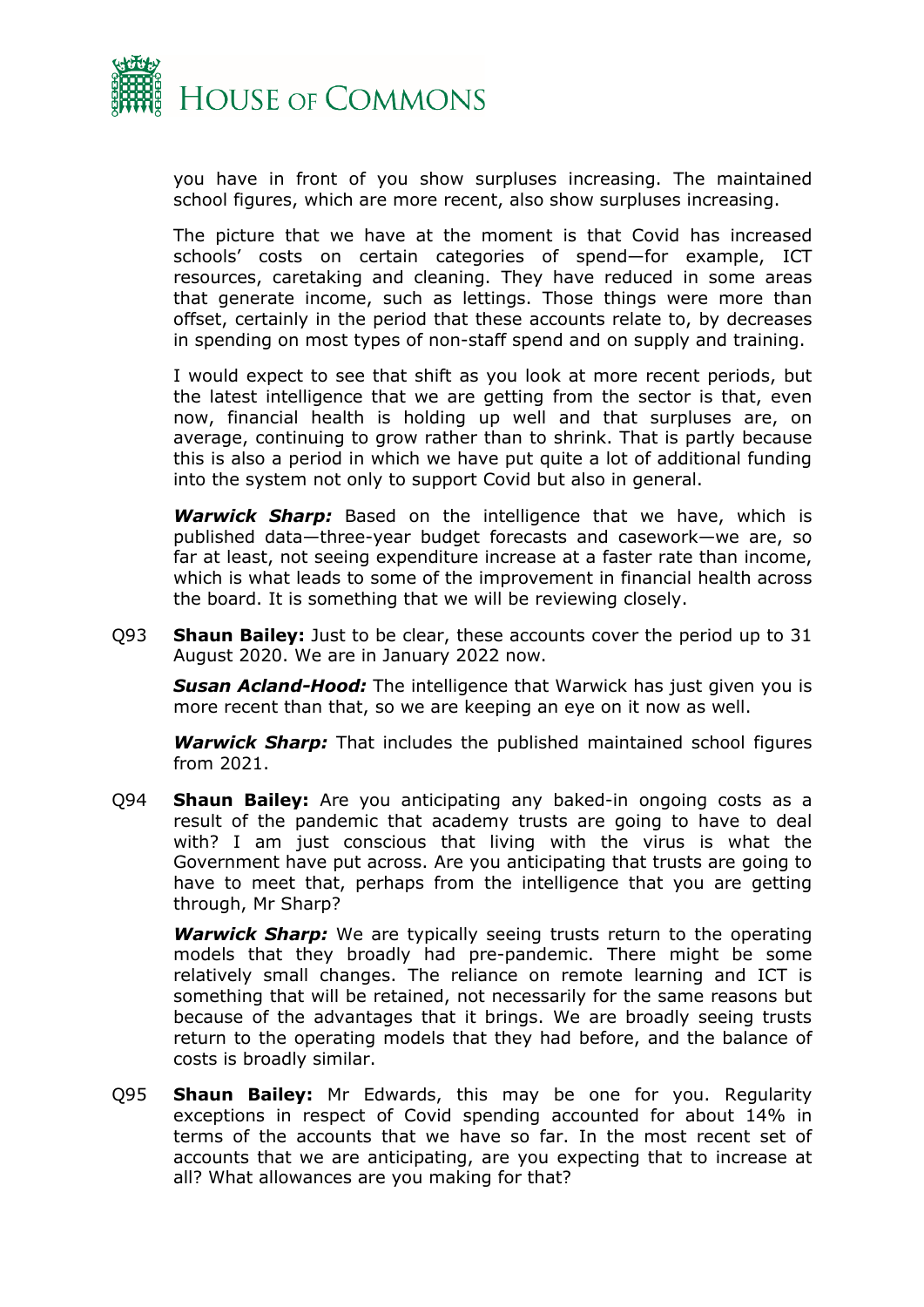you have in front of you show surpluses increasing. The maintained school figures, which are more recent, also show surpluses increasing.

The picture that we have at the moment is that Covid has increased schools' costs on certain categories of spend—for example, ICT resources, caretaking and cleaning. They have reduced in some areas that generate income, such as lettings. Those things were more than offset, certainly in the period that these accounts relate to, by decreases in spending on most types of non-staff spend and on supply and training.

I would expect to see that shift as you look at more recent periods, but the latest intelligence that we are getting from the sector is that, even now, financial health is holding up well and that surpluses are, on average, continuing to grow rather than to shrink. That is partly because this is also a period in which we have put quite a lot of additional funding into the system not only to support Covid but also in general.

***Warwick Sharp:*** Based on the intelligence that we have, which is published data—three-year budget forecasts and casework—we are, so far at least, not seeing expenditure increase at a faster rate than income, which is what leads to some of the improvement in financial health across the board. It is something that we will be reviewing closely.

Q93 **Shaun Bailey:** Just to be clear, these accounts cover the period up to 31 August 2020. We are in January 2022 now.

***Susan Acland-Hood:*** The intelligence that Warwick has just given you is more recent than that, so we are keeping an eye on it now as well.

***Warwick Sharp:*** That includes the published maintained school figures from 2021.

Q94 **Shaun Bailey:** Are you anticipating any baked-in ongoing costs as a result of the pandemic that academy trusts are going to have to deal with? I am just conscious that living with the virus is what the Government have put across. Are you anticipating that trusts are going to have to meet that, perhaps from the intelligence that you are getting through, Mr Sharp?

***Warwick Sharp:*** We are typically seeing trusts return to the operating models that they broadly had pre-pandemic. There might be some relatively small changes. The reliance on remote learning and ICT is something that will be retained, not necessarily for the same reasons but because of the advantages that it brings. We are broadly seeing trusts return to the operating models that they had before, and the balance of costs is broadly similar.

Q95 **Shaun Bailey:** Mr Edwards, this may be one for you. Regularity exceptions in respect of Covid spending accounted for about 14% in terms of the accounts that we have so far. In the most recent set of accounts that we are anticipating, are you expecting that to increase at all? What allowances are you making for that?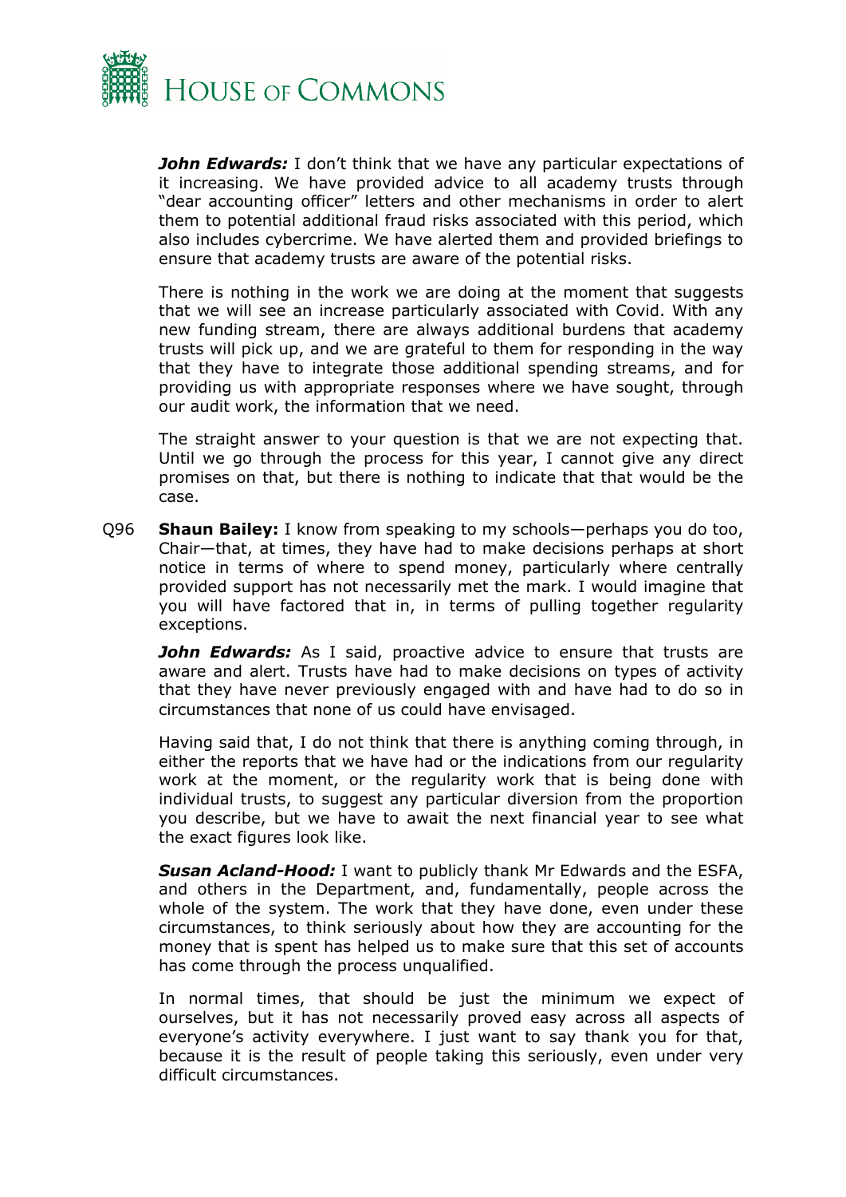***John Edwards:*** I don't think that we have any particular expectations of it increasing. We have provided advice to all academy trusts through "dear accounting officer" letters and other mechanisms in order to alert them to potential additional fraud risks associated with this period, which also includes cybercrime. We have alerted them and provided briefings to ensure that academy trusts are aware of the potential risks.

There is nothing in the work we are doing at the moment that suggests that we will see an increase particularly associated with Covid. With any new funding stream, there are always additional burdens that academy trusts will pick up, and we are grateful to them for responding in the way that they have to integrate those additional spending streams, and for providing us with appropriate responses where we have sought, through our audit work, the information that we need.

The straight answer to your question is that we are not expecting that. Until we go through the process for this year, I cannot give any direct promises on that, but there is nothing to indicate that that would be the case.

Q96 **Shaun Bailey:** I know from speaking to my schools—perhaps you do too, Chair—that, at times, they have had to make decisions perhaps at short notice in terms of where to spend money, particularly where centrally provided support has not necessarily met the mark. I would imagine that you will have factored that in, in terms of pulling together regularity exceptions.

***John Edwards:*** As I said, proactive advice to ensure that trusts are aware and alert. Trusts have had to make decisions on types of activity that they have never previously engaged with and have had to do so in circumstances that none of us could have envisaged.

Having said that, I do not think that there is anything coming through, in either the reports that we have had or the indications from our regularity work at the moment, or the regularity work that is being done with individual trusts, to suggest any particular diversion from the proportion you describe, but we have to await the next financial year to see what the exact figures look like.

***Susan Acland-Hood:*** I want to publicly thank Mr Edwards and the ESFA, and others in the Department, and, fundamentally, people across the whole of the system. The work that they have done, even under these circumstances, to think seriously about how they are accounting for the money that is spent has helped us to make sure that this set of accounts has come through the process unqualified.

In normal times, that should be just the minimum we expect of ourselves, but it has not necessarily proved easy across all aspects of everyone's activity everywhere. I just want to say thank you for that, because it is the result of people taking this seriously, even under very difficult circumstances.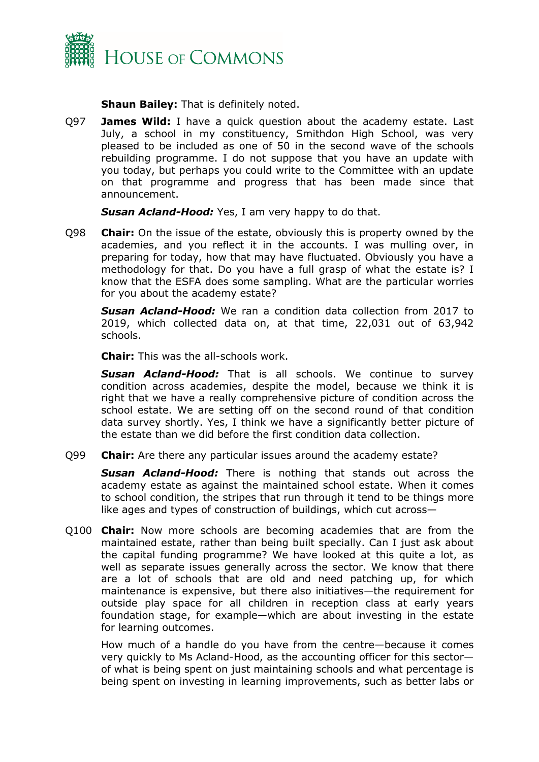**Shaun Bailey:** That is definitely noted.

Q97 **James Wild:** I have a quick question about the academy estate. Last July, a school in my constituency, Smithdon High School, was very pleased to be included as one of 50 in the second wave of the schools rebuilding programme. I do not suppose that you have an update with you today, but perhaps you could write to the Committee with an update on that programme and progress that has been made since that announcement.

***Susan Acland-Hood:*** Yes, I am very happy to do that.

Q98 **Chair:** On the issue of the estate, obviously this is property owned by the academies, and you reflect it in the accounts. I was mulling over, in preparing for today, how that may have fluctuated. Obviously you have a methodology for that. Do you have a full grasp of what the estate is? I know that the ESFA does some sampling. What are the particular worries for you about the academy estate?

***Susan Acland-Hood:*** We ran a condition data collection from 2017 to 2019, which collected data on, at that time, 22,031 out of 63,942 schools.

**Chair:** This was the all-schools work.

***Susan Acland-Hood:*** That is all schools. We continue to survey condition across academies, despite the model, because we think it is right that we have a really comprehensive picture of condition across the school estate. We are setting off on the second round of that condition data survey shortly. Yes, I think we have a significantly better picture of the estate than we did before the first condition data collection.

Q99 **Chair:** Are there any particular issues around the academy estate?

***Susan Acland-Hood:*** There is nothing that stands out across the academy estate as against the maintained school estate. When it comes to school condition, the stripes that run through it tend to be things more like ages and types of construction of buildings, which cut across—

Q100 **Chair:** Now more schools are becoming academies that are from the maintained estate, rather than being built specially. Can I just ask about the capital funding programme? We have looked at this quite a lot, as well as separate issues generally across the sector. We know that there are a lot of schools that are old and need patching up, for which maintenance is expensive, but there also initiatives—the requirement for outside play space for all children in reception class at early years foundation stage, for example—which are about investing in the estate for learning outcomes.

How much of a handle do you have from the centre—because it comes very quickly to Ms Acland-Hood, as the accounting officer for this sector—of what is being spent on just maintaining schools and what percentage is being spent on investing in learning improvements, such as better labs or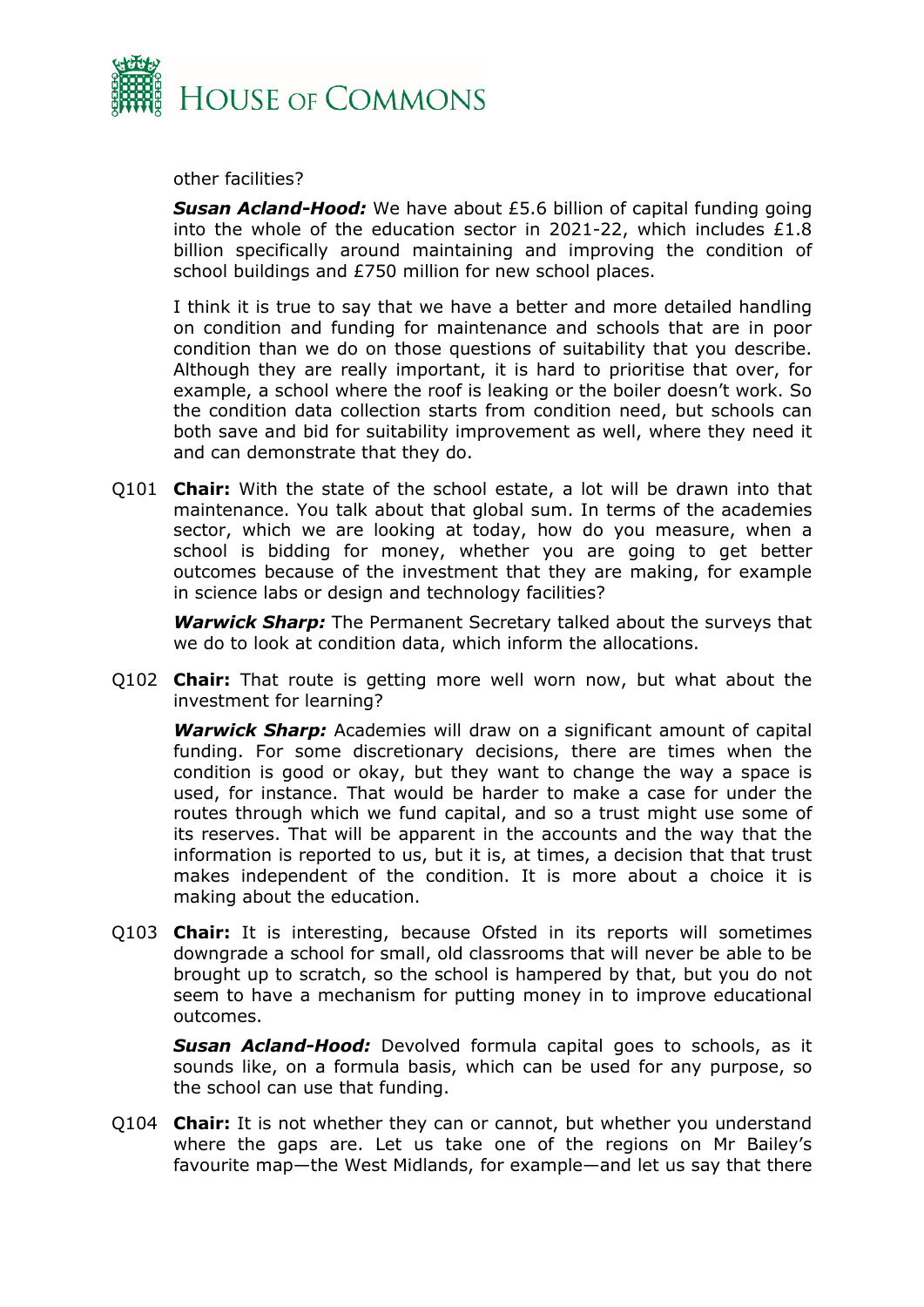other facilities?

***Susan Acland-Hood:*** We have about £5.6 billion of capital funding going into the whole of the education sector in 2021-22, which includes £1.8 billion specifically around maintaining and improving the condition of school buildings and £750 million for new school places.

I think it is true to say that we have a better and more detailed handling on condition and funding for maintenance and schools that are in poor condition than we do on those questions of suitability that you describe. Although they are really important, it is hard to prioritise that over, for example, a school where the roof is leaking or the boiler doesn't work. So the condition data collection starts from condition need, but schools can both save and bid for suitability improvement as well, where they need it and can demonstrate that they do.

Q101 **Chair:** With the state of the school estate, a lot will be drawn into that maintenance. You talk about that global sum. In terms of the academies sector, which we are looking at today, how do you measure, when a school is bidding for money, whether you are going to get better outcomes because of the investment that they are making, for example in science labs or design and technology facilities?

***Warwick Sharp:*** The Permanent Secretary talked about the surveys that we do to look at condition data, which inform the allocations.

Q102 **Chair:** That route is getting more well worn now, but what about the investment for learning?

***Warwick Sharp:*** Academies will draw on a significant amount of capital funding. For some discretionary decisions, there are times when the condition is good or okay, but they want to change the way a space is used, for instance. That would be harder to make a case for under the routes through which we fund capital, and so a trust might use some of its reserves. That will be apparent in the accounts and the way that the information is reported to us, but it is, at times, a decision that that trust makes independent of the condition. It is more about a choice it is making about the education.

Q103 **Chair:** It is interesting, because Ofsted in its reports will sometimes downgrade a school for small, old classrooms that will never be able to be brought up to scratch, so the school is hampered by that, but you do not seem to have a mechanism for putting money in to improve educational outcomes.

***Susan Acland-Hood:*** Devolved formula capital goes to schools, as it sounds like, on a formula basis, which can be used for any purpose, so the school can use that funding.

Q104 **Chair:** It is not whether they can or cannot, but whether you understand where the gaps are. Let us take one of the regions on Mr Bailey's favourite map—the West Midlands, for example—and let us say that there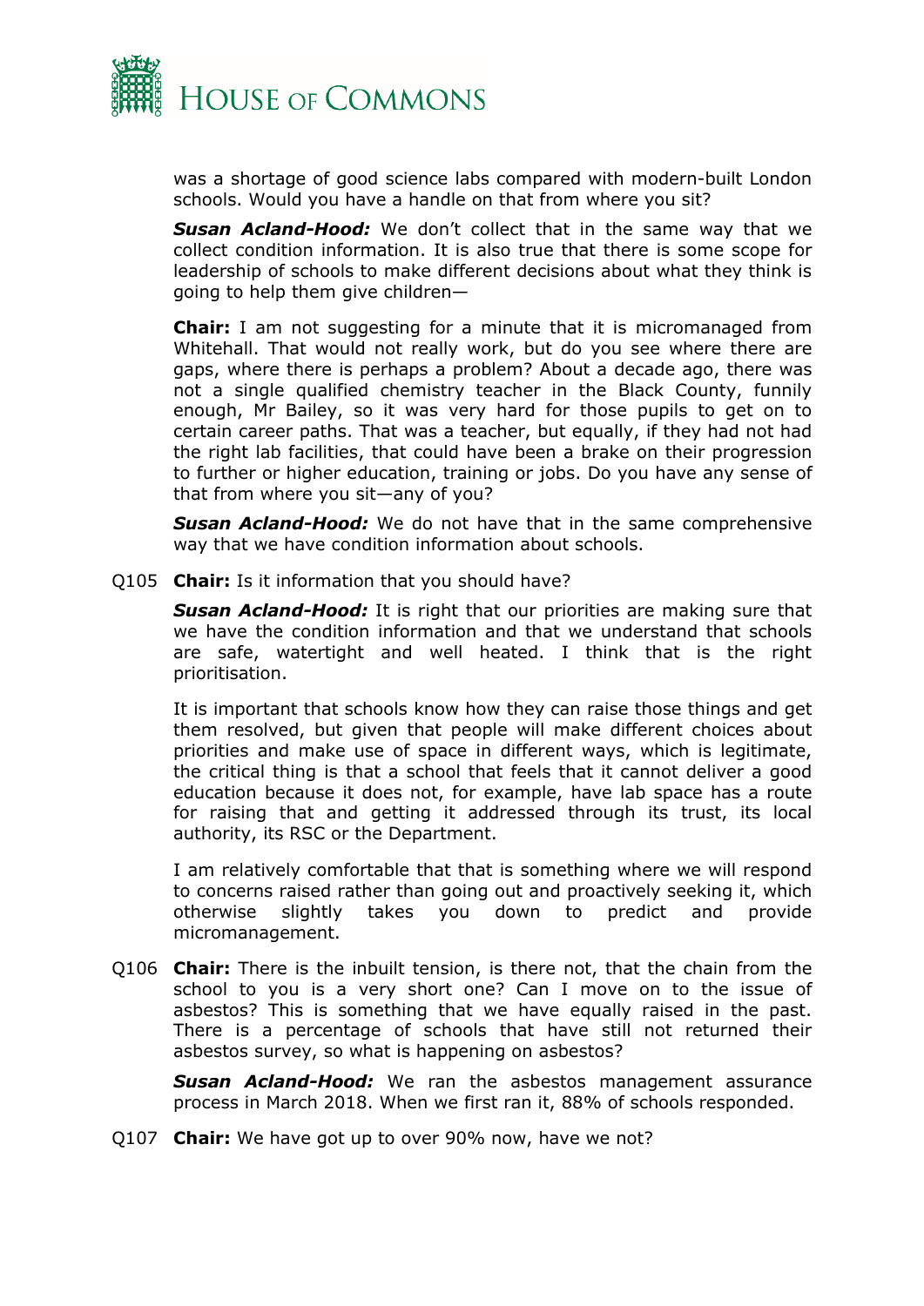was a shortage of good science labs compared with modern-built London schools. Would you have a handle on that from where you sit?

***Susan Acland-Hood:*** We don't collect that in the same way that we collect condition information. It is also true that there is some scope for leadership of schools to make different decisions about what they think is going to help them give children—

**Chair:** I am not suggesting for a minute that it is micromanaged from Whitehall. That would not really work, but do you see where there are gaps, where there is perhaps a problem? About a decade ago, there was not a single qualified chemistry teacher in the Black County, funnily enough, Mr Bailey, so it was very hard for those pupils to get on to certain career paths. That was a teacher, but equally, if they had not had the right lab facilities, that could have been a brake on their progression to further or higher education, training or jobs. Do you have any sense of that from where you sit—any of you?

***Susan Acland-Hood:*** We do not have that in the same comprehensive way that we have condition information about schools.

Q105 **Chair:** Is it information that you should have?

***Susan Acland-Hood:*** It is right that our priorities are making sure that we have the condition information and that we understand that schools are safe, watertight and well heated. I think that is the right prioritisation.

It is important that schools know how they can raise those things and get them resolved, but given that people will make different choices about priorities and make use of space in different ways, which is legitimate, the critical thing is that a school that feels that it cannot deliver a good education because it does not, for example, have lab space has a route for raising that and getting it addressed through its trust, its local authority, its RSC or the Department.

I am relatively comfortable that that is something where we will respond to concerns raised rather than going out and proactively seeking it, which otherwise slightly takes you down to predict and provide micromanagement.

Q106 **Chair:** There is the inbuilt tension, is there not, that the chain from the school to you is a very short one? Can I move on to the issue of asbestos? This is something that we have equally raised in the past. There is a percentage of schools that have still not returned their asbestos survey, so what is happening on asbestos?

***Susan Acland-Hood:*** We ran the asbestos management assurance process in March 2018. When we first ran it, 88% of schools responded.

Q107 **Chair:** We have got up to over 90% now, have we not?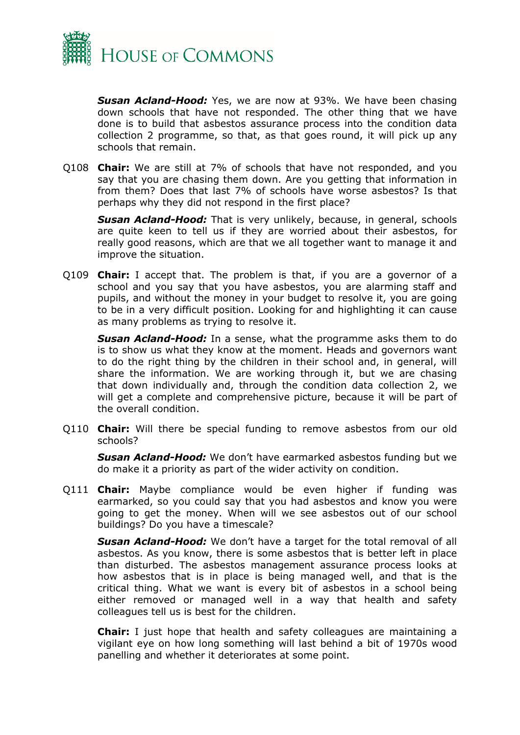***Susan Acland-Hood:*** Yes, we are now at 93%. We have been chasing down schools that have not responded. The other thing that we have done is to build that asbestos assurance process into the condition data collection 2 programme, so that, as that goes round, it will pick up any schools that remain.

Q108 **Chair:** We are still at 7% of schools that have not responded, and you say that you are chasing them down. Are you getting that information in from them? Does that last 7% of schools have worse asbestos? Is that perhaps why they did not respond in the first place?

***Susan Acland-Hood:*** That is very unlikely, because, in general, schools are quite keen to tell us if they are worried about their asbestos, for really good reasons, which are that we all together want to manage it and improve the situation.

Q109 **Chair:** I accept that. The problem is that, if you are a governor of a school and you say that you have asbestos, you are alarming staff and pupils, and without the money in your budget to resolve it, you are going to be in a very difficult position. Looking for and highlighting it can cause as many problems as trying to resolve it.

***Susan Acland-Hood:*** In a sense, what the programme asks them to do is to show us what they know at the moment. Heads and governors want to do the right thing by the children in their school and, in general, will share the information. We are working through it, but we are chasing that down individually and, through the condition data collection 2, we will get a complete and comprehensive picture, because it will be part of the overall condition.

Q110 **Chair:** Will there be special funding to remove asbestos from our old schools?

***Susan Acland-Hood:*** We don't have earmarked asbestos funding but we do make it a priority as part of the wider activity on condition.

Q111 **Chair:** Maybe compliance would be even higher if funding was earmarked, so you could say that you had asbestos and know you were going to get the money. When will we see asbestos out of our school buildings? Do you have a timescale?

***Susan Acland-Hood:*** We don't have a target for the total removal of all asbestos. As you know, there is some asbestos that is better left in place than disturbed. The asbestos management assurance process looks at how asbestos that is in place is being managed well, and that is the critical thing. What we want is every bit of asbestos in a school being either removed or managed well in a way that health and safety colleagues tell us is best for the children.

**Chair:** I just hope that health and safety colleagues are maintaining a vigilant eye on how long something will last behind a bit of 1970s wood panelling and whether it deteriorates at some point.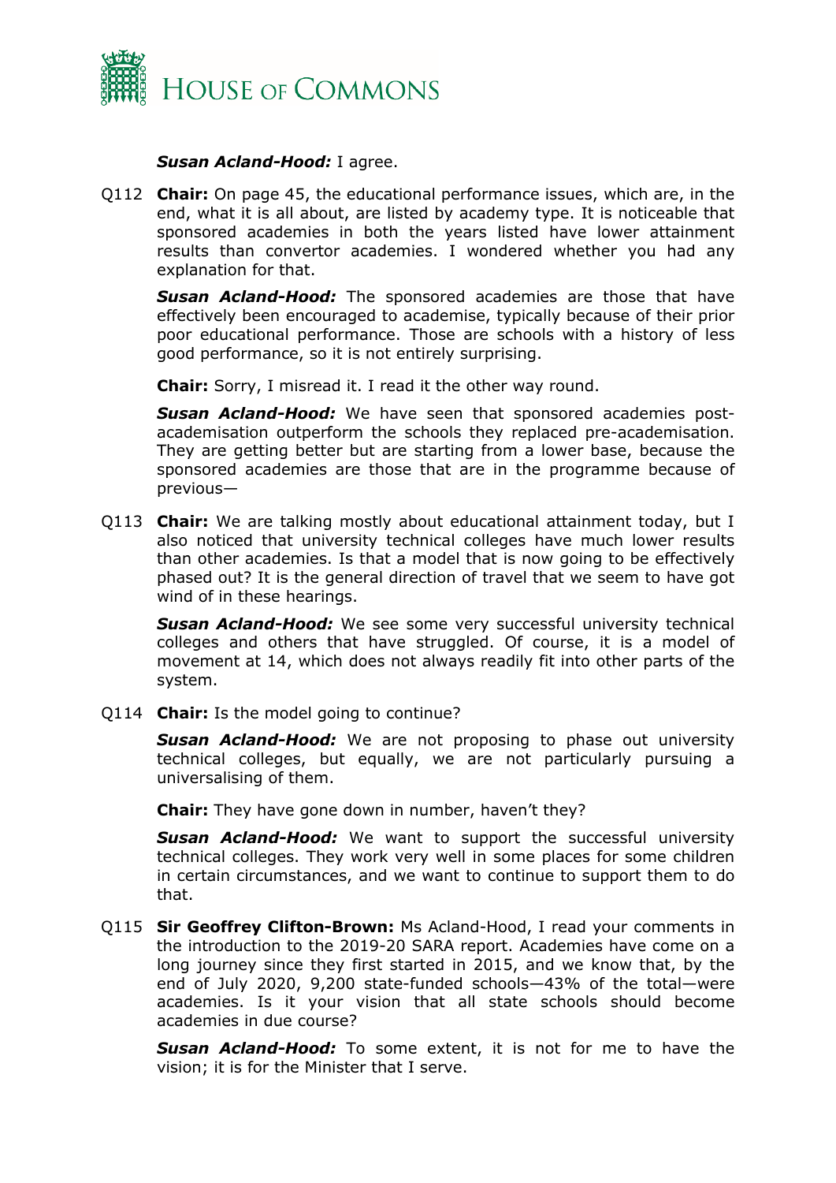***Susan Acland-Hood:*** I agree.

Q112 **Chair:** On page 45, the educational performance issues, which are, in the end, what it is all about, are listed by academy type. It is noticeable that sponsored academies in both the years listed have lower attainment results than convertor academies. I wondered whether you had any explanation for that.

***Susan Acland-Hood:*** The sponsored academies are those that have effectively been encouraged to academise, typically because of their prior poor educational performance. Those are schools with a history of less good performance, so it is not entirely surprising.

**Chair:** Sorry, I misread it. I read it the other way round.

***Susan Acland-Hood:*** We have seen that sponsored academies post-academisation outperform the schools they replaced pre-academisation. They are getting better but are starting from a lower base, because the sponsored academies are those that are in the programme because of previous—

Q113 **Chair:** We are talking mostly about educational attainment today, but I also noticed that university technical colleges have much lower results than other academies. Is that a model that is now going to be effectively phased out? It is the general direction of travel that we seem to have got wind of in these hearings.

***Susan Acland-Hood:*** We see some very successful university technical colleges and others that have struggled. Of course, it is a model of movement at 14, which does not always readily fit into other parts of the system.

Q114 **Chair:** Is the model going to continue?

***Susan Acland-Hood:*** We are not proposing to phase out university technical colleges, but equally, we are not particularly pursuing a universalising of them.

**Chair:** They have gone down in number, haven't they?

***Susan Acland-Hood:*** We want to support the successful university technical colleges. They work very well in some places for some children in certain circumstances, and we want to continue to support them to do that.

Q115 **Sir Geoffrey Clifton-Brown:** Ms Acland-Hood, I read your comments in the introduction to the 2019-20 SARA report. Academies have come on a long journey since they first started in 2015, and we know that, by the end of July 2020, 9,200 state-funded schools—43% of the total—were academies. Is it your vision that all state schools should become academies in due course?

***Susan Acland-Hood:*** To some extent, it is not for me to have the vision; it is for the Minister that I serve.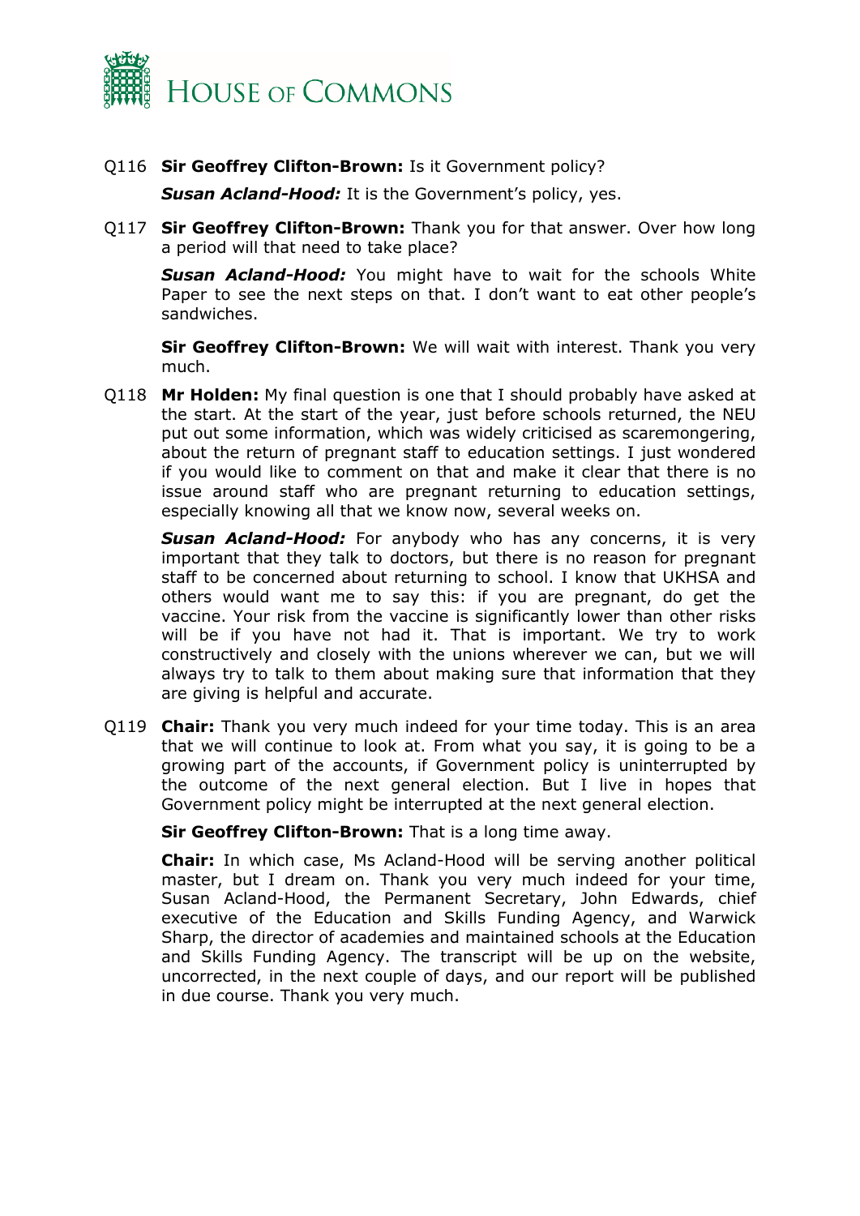Q116 **Sir Geoffrey Clifton-Brown:** Is it Government policy?

***Susan Acland-Hood:*** It is the Government's policy, yes.

Q117 **Sir Geoffrey Clifton-Brown:** Thank you for that answer. Over how long a period will that need to take place?

***Susan Acland-Hood:*** You might have to wait for the schools White Paper to see the next steps on that. I don't want to eat other people's sandwiches.

**Sir Geoffrey Clifton-Brown:** We will wait with interest. Thank you very much.

Q118 **Mr Holden:** My final question is one that I should probably have asked at the start. At the start of the year, just before schools returned, the NEU put out some information, which was widely criticised as scaremongering, about the return of pregnant staff to education settings. I just wondered if you would like to comment on that and make it clear that there is no issue around staff who are pregnant returning to education settings, especially knowing all that we know now, several weeks on.

***Susan Acland-Hood:*** For anybody who has any concerns, it is very important that they talk to doctors, but there is no reason for pregnant staff to be concerned about returning to school. I know that UKHSA and others would want me to say this: if you are pregnant, do get the vaccine. Your risk from the vaccine is significantly lower than other risks will be if you have not had it. That is important. We try to work constructively and closely with the unions wherever we can, but we will always try to talk to them about making sure that information that they are giving is helpful and accurate.

Q119 **Chair:** Thank you very much indeed for your time today. This is an area that we will continue to look at. From what you say, it is going to be a growing part of the accounts, if Government policy is uninterrupted by the outcome of the next general election. But I live in hopes that Government policy might be interrupted at the next general election.

**Sir Geoffrey Clifton-Brown:** That is a long time away.

**Chair:** In which case, Ms Acland-Hood will be serving another political master, but I dream on. Thank you very much indeed for your time, Susan Acland-Hood, the Permanent Secretary, John Edwards, chief executive of the Education and Skills Funding Agency, and Warwick Sharp, the director of academies and maintained schools at the Education and Skills Funding Agency. The transcript will be up on the website, uncorrected, in the next couple of days, and our report will be published in due course. Thank you very much.